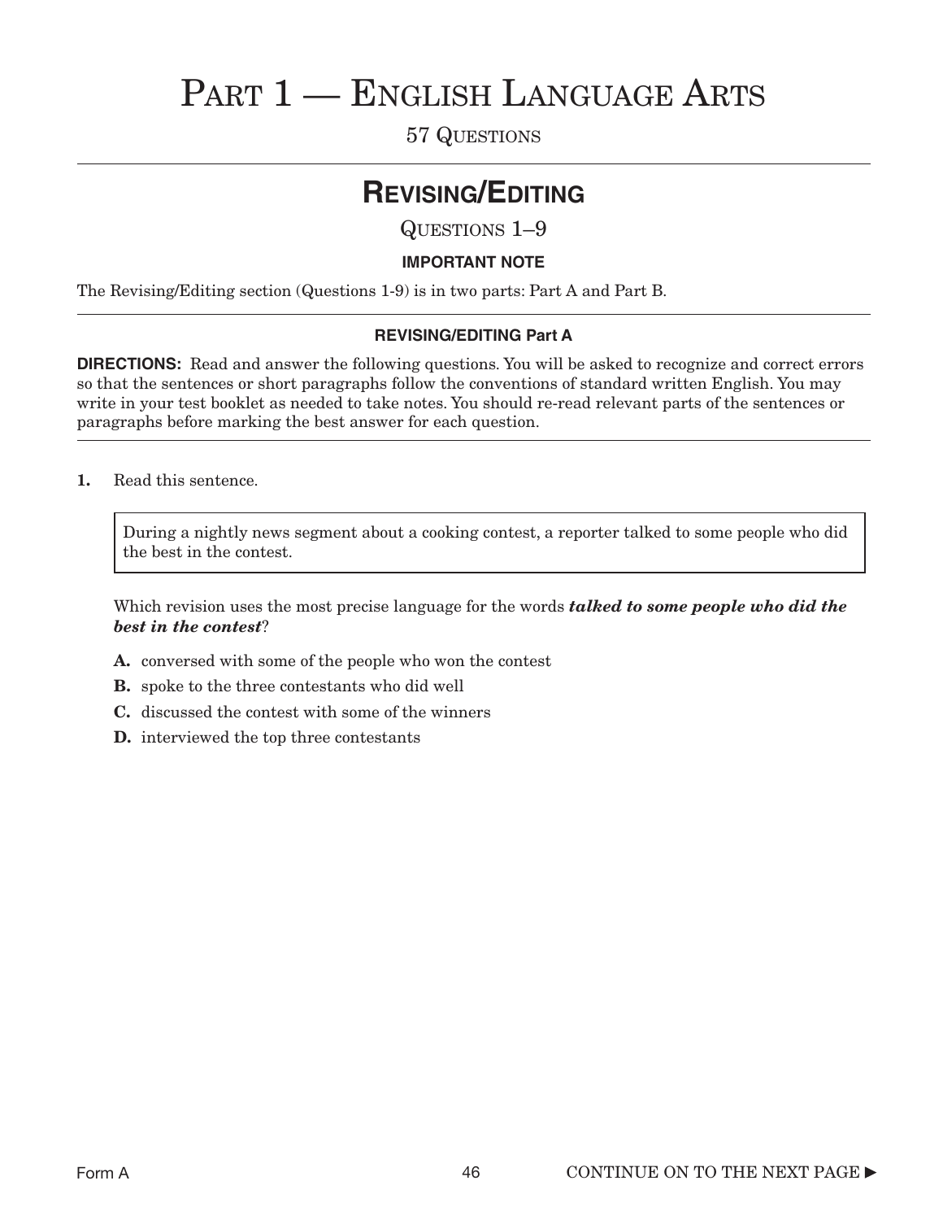# Part 1 — English Language Arts

57 Questions

## Revising/Editing

Questions 1–9

**IMPORTANT NOTE**

The Revising/Editing section (Questions 1-9) is in two parts: Part A and Part B.

### REVISING/EDITING Part A

**DIRECTIONS:** Read and answer the following questions. You will be asked to recognize and correct errors so that the sentences or short paragraphs follow the conventions of standard written English. You may write in your test booklet as needed to take notes. You should re-read relevant parts of the sentences or paragraphs before marking the best answer for each question.

**1.** Read this sentence.

> During a nightly news segment about a cooking contest, a reporter talked to some people who did the best in the contest.

Which revision uses the most precise language for the words ***talked to some people who did the best in the contest***?

- **A.** conversed with some of the people who won the contest
- **B.** spoke to the three contestants who did well
- **C.** discussed the contest with some of the winners
- **D.** interviewed the top three contestants

Form A

CONTINUE ON TO THE NEXT PAGE ►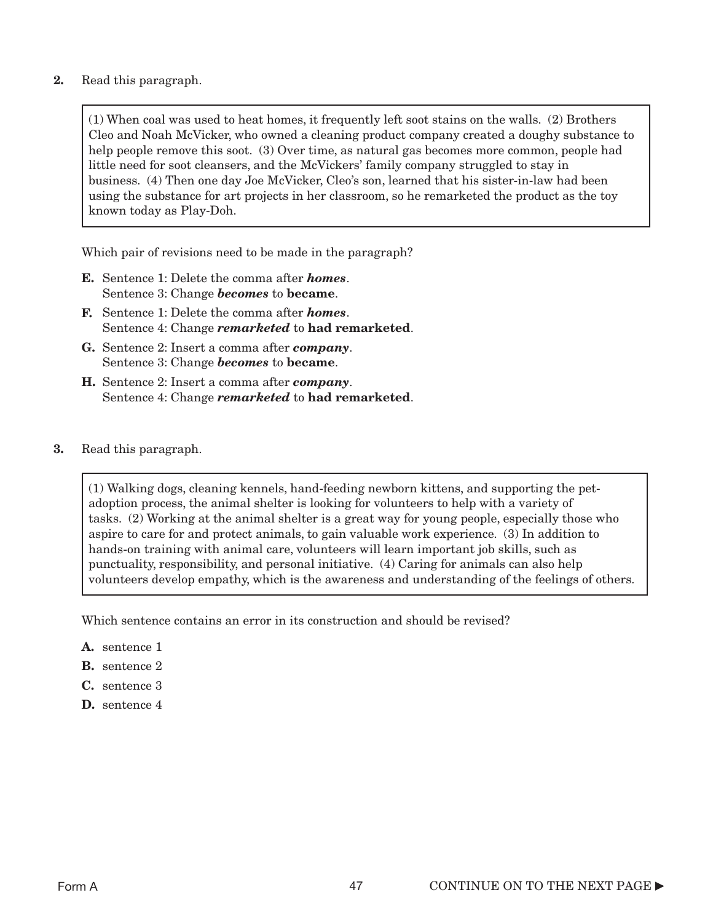**2.** Read this paragraph.

> (1) When coal was used to heat homes, it frequently left soot stains on the walls. (2) Brothers Cleo and Noah McVicker, who owned a cleaning product company created a doughy substance to help people remove this soot. (3) Over time, as natural gas becomes more common, people had little need for soot cleansers, and the McVickers' family company struggled to stay in business. (4) Then one day Joe McVicker, Cleo's son, learned that his sister-in-law had been using the substance for art projects in her classroom, so he remarketed the product as the toy known today as Play-Doh.

Which pair of revisions need to be made in the paragraph?

- **E.** Sentence 1: Delete the comma after ***homes***.
  Sentence 3: Change ***becomes*** to **became**.
- **F.** Sentence 1: Delete the comma after ***homes***.
  Sentence 4: Change ***remarketed*** to **had remarketed**.
- **G.** Sentence 2: Insert a comma after ***company***.
  Sentence 3: Change ***becomes*** to **became**.
- **H.** Sentence 2: Insert a comma after ***company***.
  Sentence 4: Change ***remarketed*** to **had remarketed**.

**3.** Read this paragraph.

> (1) Walking dogs, cleaning kennels, hand-feeding newborn kittens, and supporting the pet-adoption process, the animal shelter is looking for volunteers to help with a variety of tasks. (2) Working at the animal shelter is a great way for young people, especially those who aspire to care for and protect animals, to gain valuable work experience. (3) In addition to hands-on training with animal care, volunteers will learn important job skills, such as punctuality, responsibility, and personal initiative. (4) Caring for animals can also help volunteers develop empathy, which is the awareness and understanding of the feelings of others.

Which sentence contains an error in its construction and should be revised?

- **A.** sentence 1
- **B.** sentence 2
- **C.** sentence 3
- **D.** sentence 4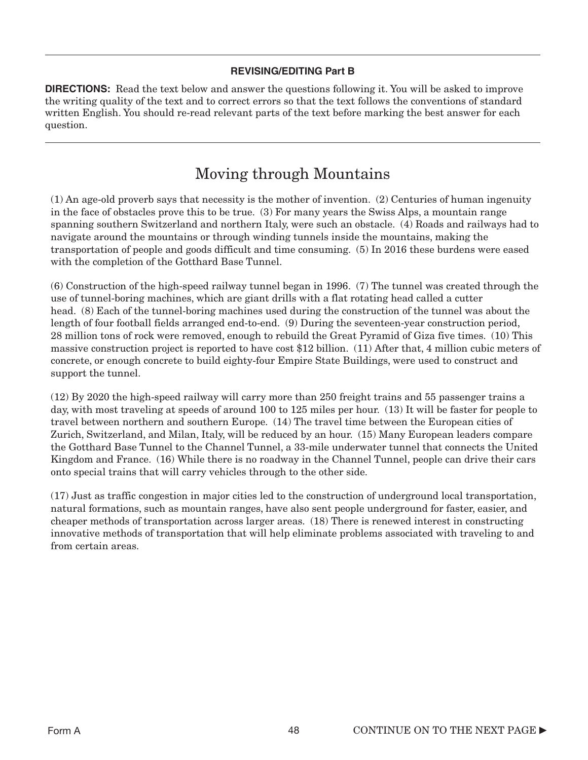**REVISING/EDITING Part B**

**DIRECTIONS:** Read the text below and answer the questions following it. You will be asked to improve the writing quality of the text and to correct errors so that the text follows the conventions of standard written English. You should re-read relevant parts of the text before marking the best answer for each question.

# Moving through Mountains

(1) An age-old proverb says that necessity is the mother of invention. (2) Centuries of human ingenuity in the face of obstacles prove this to be true. (3) For many years the Swiss Alps, a mountain range spanning southern Switzerland and northern Italy, were such an obstacle. (4) Roads and railways had to navigate around the mountains or through winding tunnels inside the mountains, making the transportation of people and goods difficult and time consuming. (5) In 2016 these burdens were eased with the completion of the Gotthard Base Tunnel.

(6) Construction of the high-speed railway tunnel began in 1996. (7) The tunnel was created through the use of tunnel-boring machines, which are giant drills with a flat rotating head called a cutter head. (8) Each of the tunnel-boring machines used during the construction of the tunnel was about the length of four football fields arranged end-to-end. (9) During the seventeen-year construction period, 28 million tons of rock were removed, enough to rebuild the Great Pyramid of Giza five times. (10) This massive construction project is reported to have cost $12 billion. (11) After that, 4 million cubic meters of concrete, or enough concrete to build eighty-four Empire State Buildings, were used to construct and support the tunnel.

(12) By 2020 the high-speed railway will carry more than 250 freight trains and 55 passenger trains a day, with most traveling at speeds of around 100 to 125 miles per hour. (13) It will be faster for people to travel between northern and southern Europe. (14) The travel time between the European cities of Zurich, Switzerland, and Milan, Italy, will be reduced by an hour. (15) Many European leaders compare the Gotthard Base Tunnel to the Channel Tunnel, a 33-mile underwater tunnel that connects the United Kingdom and France. (16) While there is no roadway in the Channel Tunnel, people can drive their cars onto special trains that will carry vehicles through to the other side.

(17) Just as traffic congestion in major cities led to the construction of underground local transportation, natural formations, such as mountain ranges, have also sent people underground for faster, easier, and cheaper methods of transportation across larger areas. (18) There is renewed interest in constructing innovative methods of transportation that will help eliminate problems associated with traveling to and from certain areas.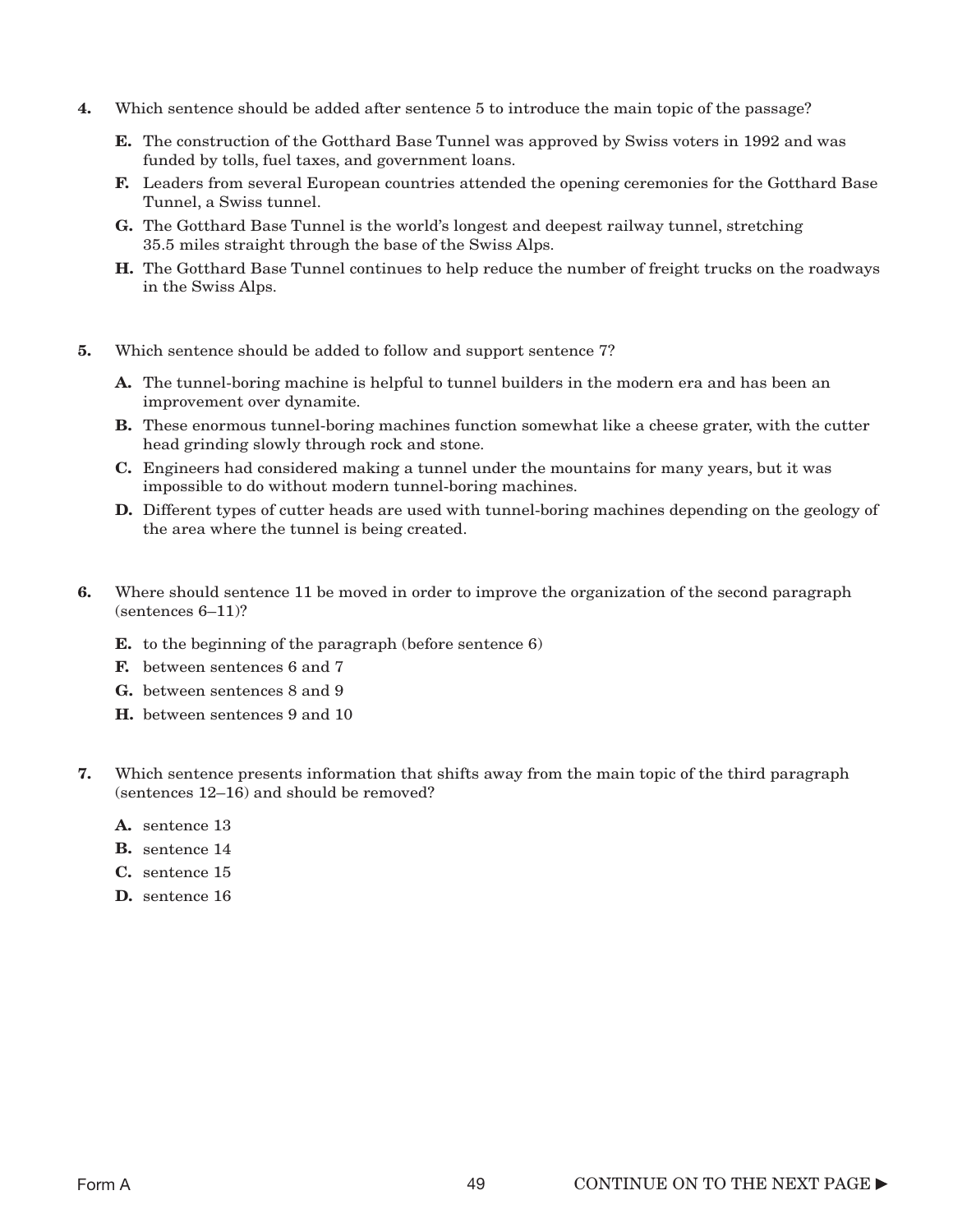**4.** Which sentence should be added after sentence 5 to introduce the main topic of the passage?

- **E.** The construction of the Gotthard Base Tunnel was approved by Swiss voters in 1992 and was funded by tolls, fuel taxes, and government loans.
- **F.** Leaders from several European countries attended the opening ceremonies for the Gotthard Base Tunnel, a Swiss tunnel.
- **G.** The Gotthard Base Tunnel is the world's longest and deepest railway tunnel, stretching 35.5 miles straight through the base of the Swiss Alps.
- **H.** The Gotthard Base Tunnel continues to help reduce the number of freight trucks on the roadways in the Swiss Alps.

**5.** Which sentence should be added to follow and support sentence 7?

- **A.** The tunnel-boring machine is helpful to tunnel builders in the modern era and has been an improvement over dynamite.
- **B.** These enormous tunnel-boring machines function somewhat like a cheese grater, with the cutter head grinding slowly through rock and stone.
- **C.** Engineers had considered making a tunnel under the mountains for many years, but it was impossible to do without modern tunnel-boring machines.
- **D.** Different types of cutter heads are used with tunnel-boring machines depending on the geology of the area where the tunnel is being created.

**6.** Where should sentence 11 be moved in order to improve the organization of the second paragraph (sentences 6–11)?

- **E.** to the beginning of the paragraph (before sentence 6)
- **F.** between sentences 6 and 7
- **G.** between sentences 8 and 9
- **H.** between sentences 9 and 10

**7.** Which sentence presents information that shifts away from the main topic of the third paragraph (sentences 12–16) and should be removed?

- **A.** sentence 13
- **B.** sentence 14
- **C.** sentence 15
- **D.** sentence 16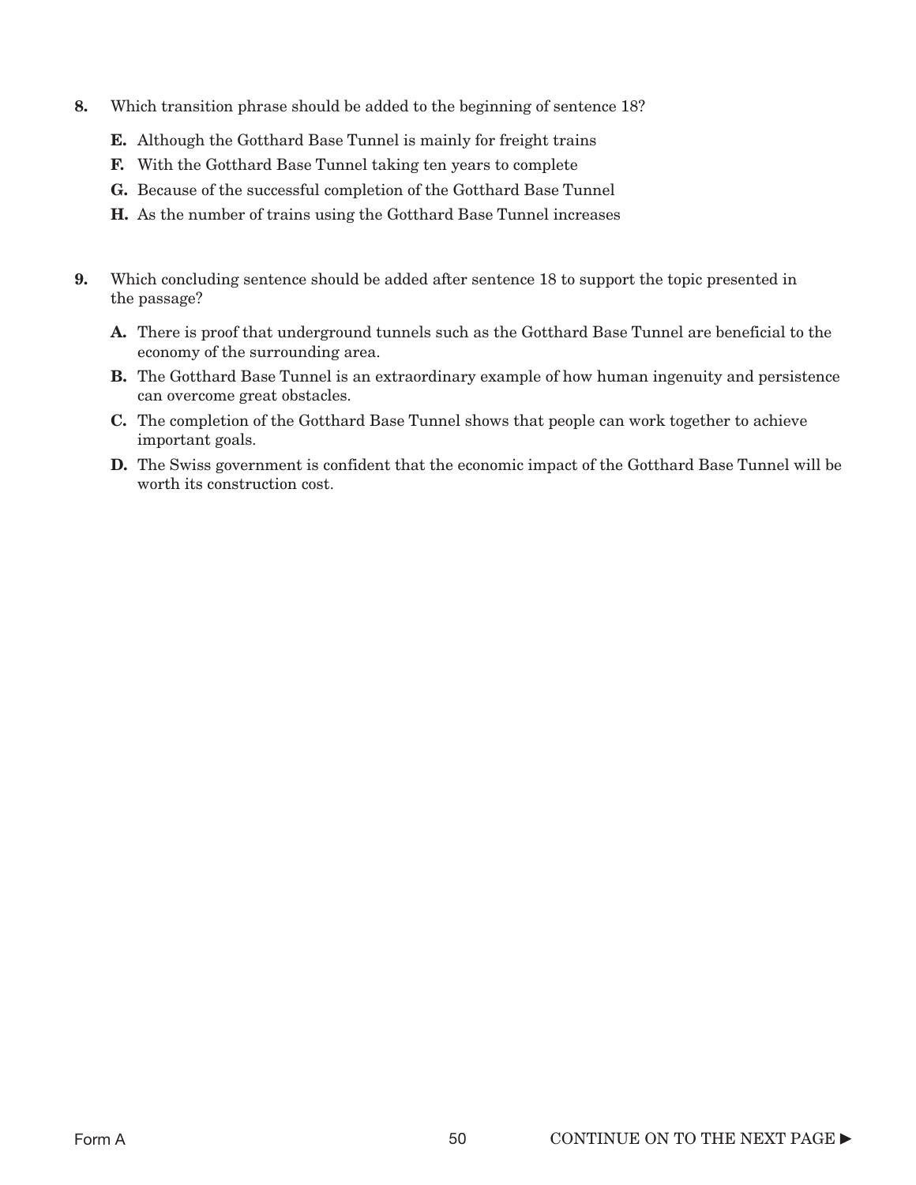**8.** Which transition phrase should be added to the beginning of sentence 18?

- **E.** Although the Gotthard Base Tunnel is mainly for freight trains
- **F.** With the Gotthard Base Tunnel taking ten years to complete
- **G.** Because of the successful completion of the Gotthard Base Tunnel
- **H.** As the number of trains using the Gotthard Base Tunnel increases

**9.** Which concluding sentence should be added after sentence 18 to support the topic presented in the passage?

- **A.** There is proof that underground tunnels such as the Gotthard Base Tunnel are beneficial to the economy of the surrounding area.
- **B.** The Gotthard Base Tunnel is an extraordinary example of how human ingenuity and persistence can overcome great obstacles.
- **C.** The completion of the Gotthard Base Tunnel shows that people can work together to achieve important goals.
- **D.** The Swiss government is confident that the economic impact of the Gotthard Base Tunnel will be worth its construction cost.

CONTINUE ON TO THE NEXT PAGE ►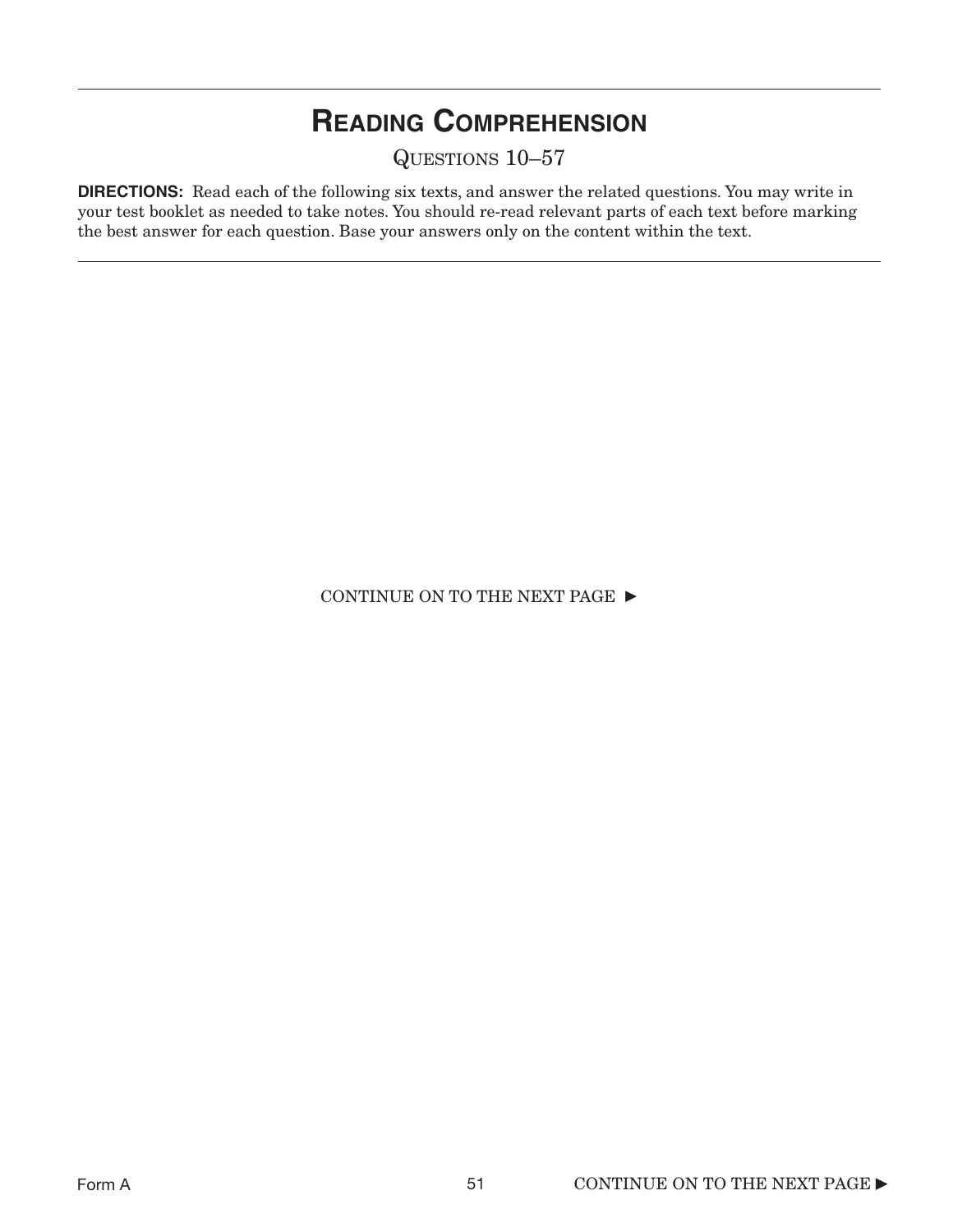# Reading Comprehension

Questions 10–57

**DIRECTIONS:** Read each of the following six texts, and answer the related questions. You may write in your test booklet as needed to take notes. You should re-read relevant parts of each text before marking the best answer for each question. Base your answers only on the content within the text.

CONTINUE ON TO THE NEXT PAGE ►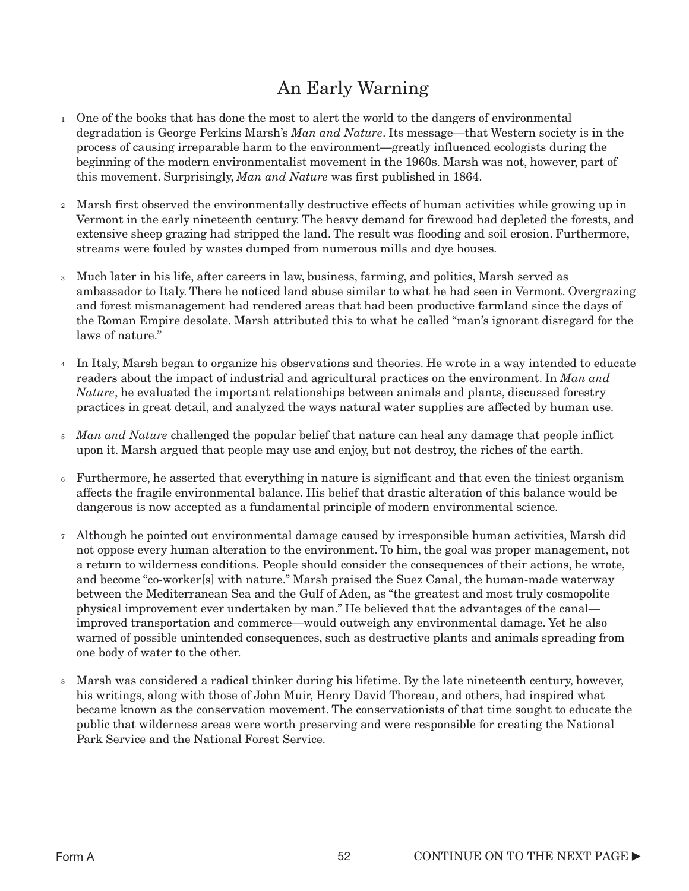# An Early Warning

1 One of the books that has done the most to alert the world to the dangers of environmental degradation is George Perkins Marsh's *Man and Nature*. Its message—that Western society is in the process of causing irreparable harm to the environment—greatly influenced ecologists during the beginning of the modern environmentalist movement in the 1960s. Marsh was not, however, part of this movement. Surprisingly, *Man and Nature* was first published in 1864.

2 Marsh first observed the environmentally destructive effects of human activities while growing up in Vermont in the early nineteenth century. The heavy demand for firewood had depleted the forests, and extensive sheep grazing had stripped the land. The result was flooding and soil erosion. Furthermore, streams were fouled by wastes dumped from numerous mills and dye houses.

3 Much later in his life, after careers in law, business, farming, and politics, Marsh served as ambassador to Italy. There he noticed land abuse similar to what he had seen in Vermont. Overgrazing and forest mismanagement had rendered areas that had been productive farmland since the days of the Roman Empire desolate. Marsh attributed this to what he called "man's ignorant disregard for the laws of nature."

4 In Italy, Marsh began to organize his observations and theories. He wrote in a way intended to educate readers about the impact of industrial and agricultural practices on the environment. In *Man and Nature*, he evaluated the important relationships between animals and plants, discussed forestry practices in great detail, and analyzed the ways natural water supplies are affected by human use.

5 *Man and Nature* challenged the popular belief that nature can heal any damage that people inflict upon it. Marsh argued that people may use and enjoy, but not destroy, the riches of the earth.

6 Furthermore, he asserted that everything in nature is significant and that even the tiniest organism affects the fragile environmental balance. His belief that drastic alteration of this balance would be dangerous is now accepted as a fundamental principle of modern environmental science.

7 Although he pointed out environmental damage caused by irresponsible human activities, Marsh did not oppose every human alteration to the environment. To him, the goal was proper management, not a return to wilderness conditions. People should consider the consequences of their actions, he wrote, and become "co-worker[s] with nature." Marsh praised the Suez Canal, the human-made waterway between the Mediterranean Sea and the Gulf of Aden, as "the greatest and most truly cosmopolite physical improvement ever undertaken by man." He believed that the advantages of the canal—improved transportation and commerce—would outweigh any environmental damage. Yet he also warned of possible unintended consequences, such as destructive plants and animals spreading from one body of water to the other.

8 Marsh was considered a radical thinker during his lifetime. By the late nineteenth century, however, his writings, along with those of John Muir, Henry David Thoreau, and others, had inspired what became known as the conservation movement. The conservationists of that time sought to educate the public that wilderness areas were worth preserving and were responsible for creating the National Park Service and the National Forest Service.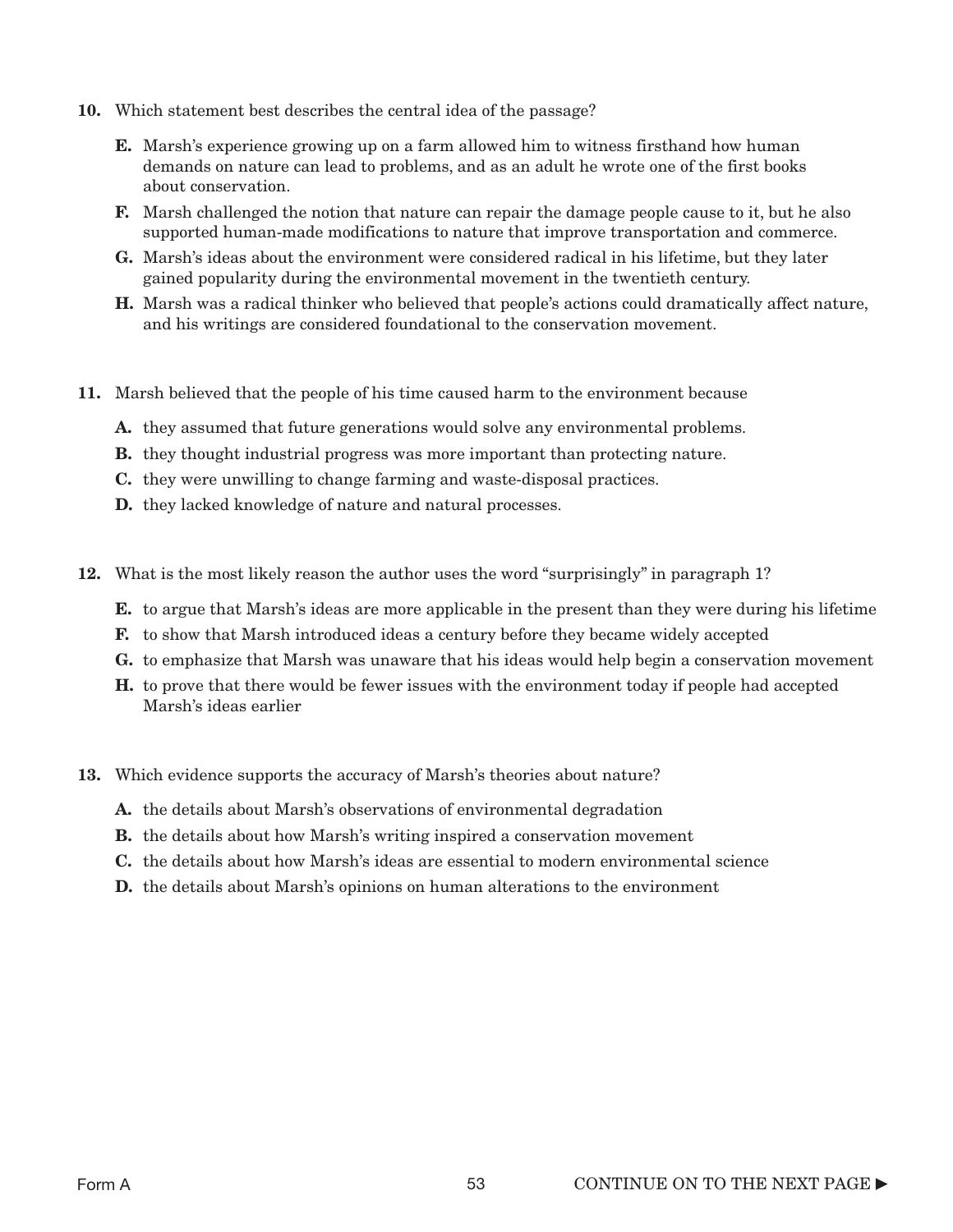10. Which statement best describes the central idea of the passage?

 **E.** Marsh's experience growing up on a farm allowed him to witness firsthand how human demands on nature can lead to problems, and as an adult he wrote one of the first books about conservation.

 **F.** Marsh challenged the notion that nature can repair the damage people cause to it, but he also supported human-made modifications to nature that improve transportation and commerce.

 **G.** Marsh's ideas about the environment were considered radical in his lifetime, but they later gained popularity during the environmental movement in the twentieth century.

 **H.** Marsh was a radical thinker who believed that people's actions could dramatically affect nature, and his writings are considered foundational to the conservation movement.

11. Marsh believed that the people of his time caused harm to the environment because

 **A.** they assumed that future generations would solve any environmental problems.

 **B.** they thought industrial progress was more important than protecting nature.

 **C.** they were unwilling to change farming and waste-disposal practices.

 **D.** they lacked knowledge of nature and natural processes.

12. What is the most likely reason the author uses the word "surprisingly" in paragraph 1?

 **E.** to argue that Marsh's ideas are more applicable in the present than they were during his lifetime

 **F.** to show that Marsh introduced ideas a century before they became widely accepted

 **G.** to emphasize that Marsh was unaware that his ideas would help begin a conservation movement

 **H.** to prove that there would be fewer issues with the environment today if people had accepted Marsh's ideas earlier

13. Which evidence supports the accuracy of Marsh's theories about nature?

 **A.** the details about Marsh's observations of environmental degradation

 **B.** the details about how Marsh's writing inspired a conservation movement

 **C.** the details about how Marsh's ideas are essential to modern environmental science

 **D.** the details about Marsh's opinions on human alterations to the environment

Form A

CONTINUE ON TO THE NEXT PAGE ►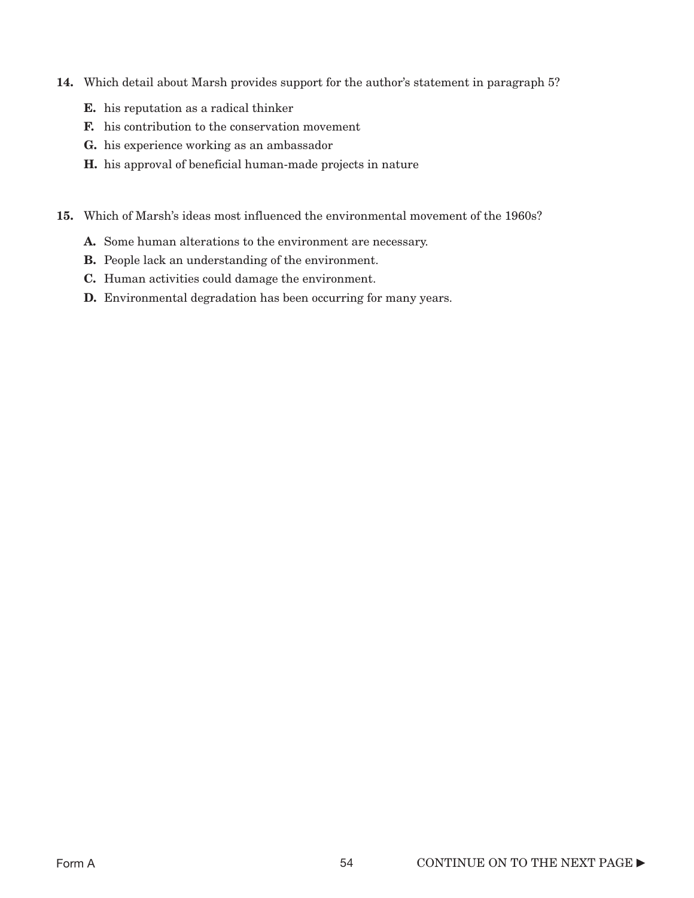**14.** Which detail about Marsh provides support for the author's statement in paragraph 5?

- **E.** his reputation as a radical thinker
- **F.** his contribution to the conservation movement
- **G.** his experience working as an ambassador
- **H.** his approval of beneficial human-made projects in nature

**15.** Which of Marsh's ideas most influenced the environmental movement of the 1960s?

- **A.** Some human alterations to the environment are necessary.
- **B.** People lack an understanding of the environment.
- **C.** Human activities could damage the environment.
- **D.** Environmental degradation has been occurring for many years.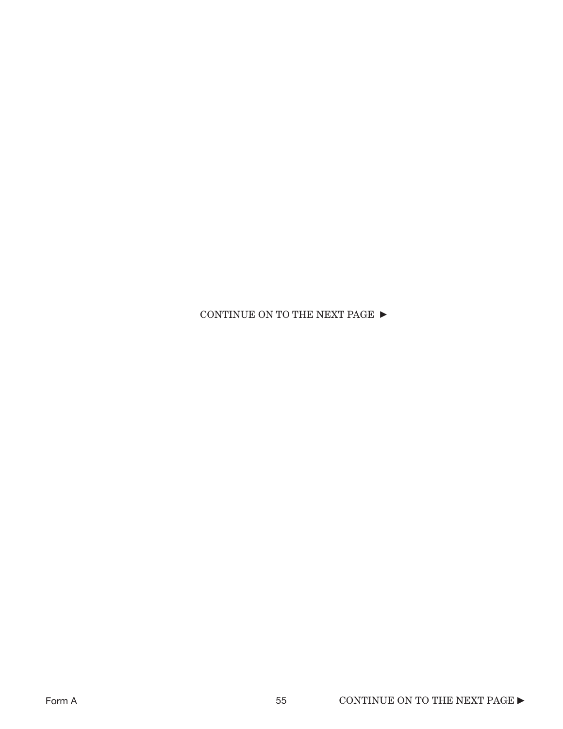CONTINUE ON TO THE NEXT PAGE ►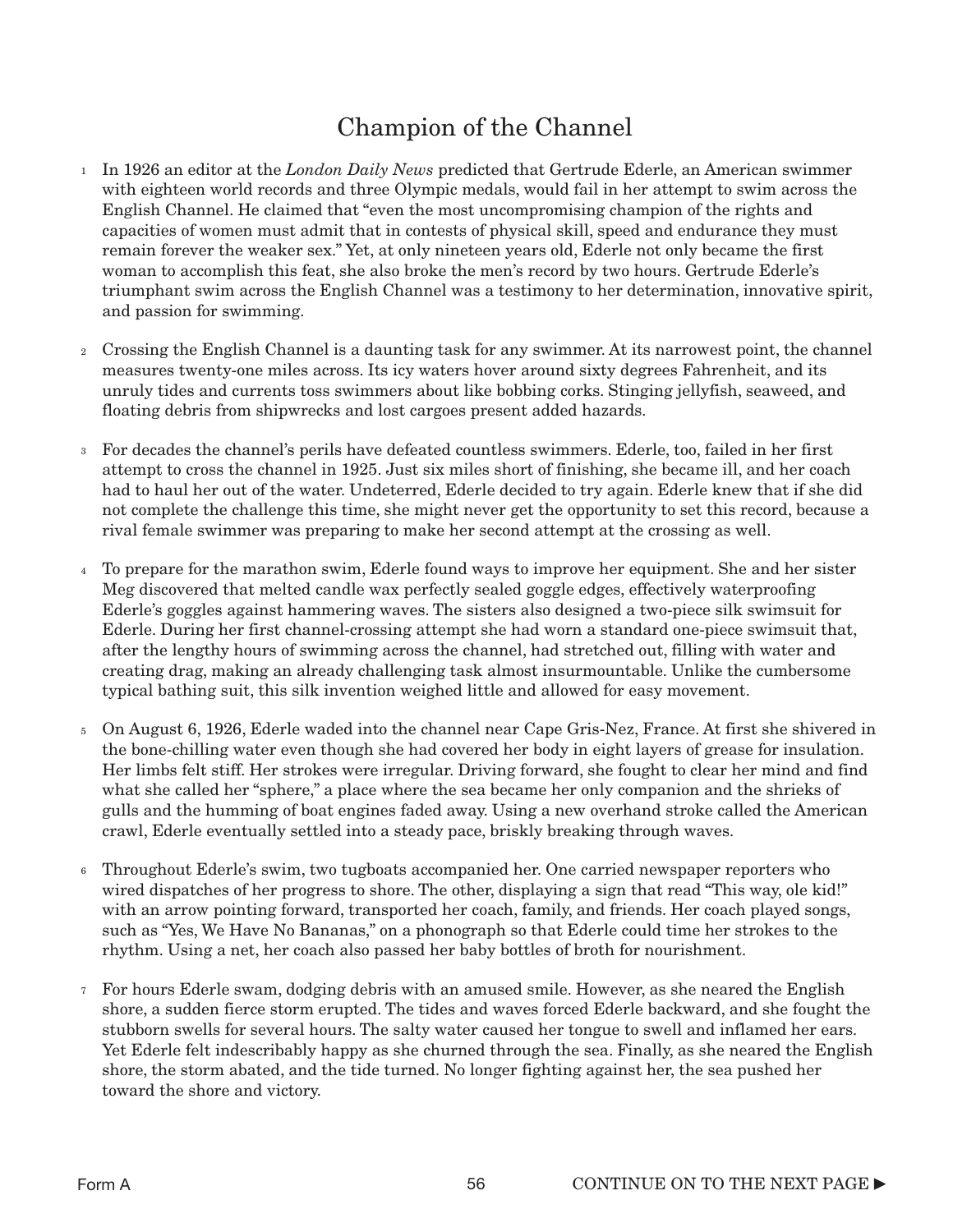# Champion of the Channel

1 In 1926 an editor at the *London Daily News* predicted that Gertrude Ederle, an American swimmer with eighteen world records and three Olympic medals, would fail in her attempt to swim across the English Channel. He claimed that "even the most uncompromising champion of the rights and capacities of women must admit that in contests of physical skill, speed and endurance they must remain forever the weaker sex." Yet, at only nineteen years old, Ederle not only became the first woman to accomplish this feat, she also broke the men's record by two hours. Gertrude Ederle's triumphant swim across the English Channel was a testimony to her determination, innovative spirit, and passion for swimming.

2 Crossing the English Channel is a daunting task for any swimmer. At its narrowest point, the channel measures twenty-one miles across. Its icy waters hover around sixty degrees Fahrenheit, and its unruly tides and currents toss swimmers about like bobbing corks. Stinging jellyfish, seaweed, and floating debris from shipwrecks and lost cargoes present added hazards.

3 For decades the channel's perils have defeated countless swimmers. Ederle, too, failed in her first attempt to cross the channel in 1925. Just six miles short of finishing, she became ill, and her coach had to haul her out of the water. Undeterred, Ederle decided to try again. Ederle knew that if she did not complete the challenge this time, she might never get the opportunity to set this record, because a rival female swimmer was preparing to make her second attempt at the crossing as well.

4 To prepare for the marathon swim, Ederle found ways to improve her equipment. She and her sister Meg discovered that melted candle wax perfectly sealed goggle edges, effectively waterproofing Ederle's goggles against hammering waves. The sisters also designed a two-piece silk swimsuit for Ederle. During her first channel-crossing attempt she had worn a standard one-piece swimsuit that, after the lengthy hours of swimming across the channel, had stretched out, filling with water and creating drag, making an already challenging task almost insurmountable. Unlike the cumbersome typical bathing suit, this silk invention weighed little and allowed for easy movement.

5 On August 6, 1926, Ederle waded into the channel near Cape Gris-Nez, France. At first she shivered in the bone-chilling water even though she had covered her body in eight layers of grease for insulation. Her limbs felt stiff. Her strokes were irregular. Driving forward, she fought to clear her mind and find what she called her "sphere," a place where the sea became her only companion and the shrieks of gulls and the humming of boat engines faded away. Using a new overhand stroke called the American crawl, Ederle eventually settled into a steady pace, briskly breaking through waves.

6 Throughout Ederle's swim, two tugboats accompanied her. One carried newspaper reporters who wired dispatches of her progress to shore. The other, displaying a sign that read "This way, ole kid!" with an arrow pointing forward, transported her coach, family, and friends. Her coach played songs, such as "Yes, We Have No Bananas," on a phonograph so that Ederle could time her strokes to the rhythm. Using a net, her coach also passed her baby bottles of broth for nourishment.

7 For hours Ederle swam, dodging debris with an amused smile. However, as she neared the English shore, a sudden fierce storm erupted. The tides and waves forced Ederle backward, and she fought the stubborn swells for several hours. The salty water caused her tongue to swell and inflamed her ears. Yet Ederle felt indescribably happy as she churned through the sea. Finally, as she neared the English shore, the storm abated, and the tide turned. No longer fighting against her, the sea pushed her toward the shore and victory.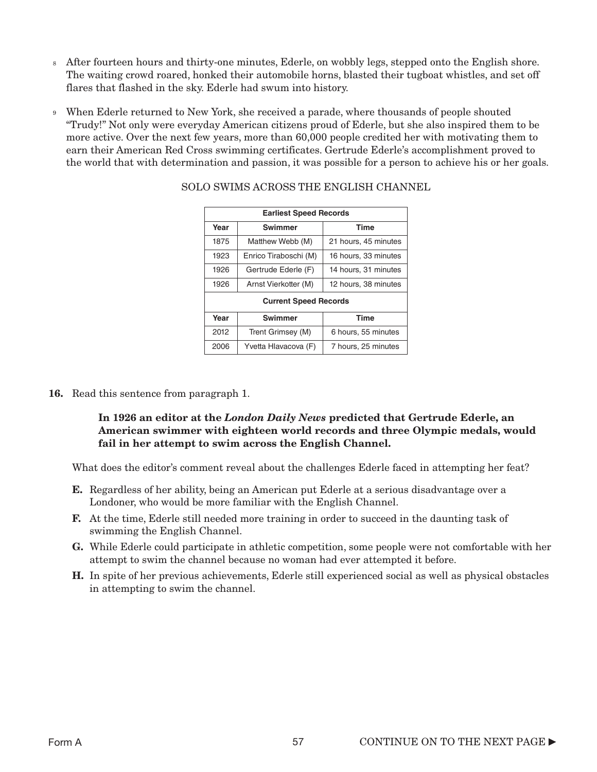8 After fourteen hours and thirty-one minutes, Ederle, on wobbly legs, stepped onto the English shore. The waiting crowd roared, honked their automobile horns, blasted their tugboat whistles, and set off flares that flashed in the sky. Ederle had swum into history.

9 When Ederle returned to New York, she received a parade, where thousands of people shouted "Trudy!" Not only were everyday American citizens proud of Ederle, but she also inspired them to be more active. Over the next few years, more than 60,000 people credited her with motivating them to earn their American Red Cross swimming certificates. Gertrude Ederle's accomplishment proved to the world that with determination and passion, it was possible for a person to achieve his or her goals.

SOLO SWIMS ACROSS THE ENGLISH CHANNEL

| **Earliest Speed Records** | | |
|---|---|---|
| **Year** | **Swimmer** | **Time** |
| 1875 | Matthew Webb (M) | 21 hours, 45 minutes |
| 1923 | Enrico Tiraboschi (M) | 16 hours, 33 minutes |
| 1926 | Gertrude Ederle (F) | 14 hours, 31 minutes |
| 1926 | Arnst Vierkotter (M) | 12 hours, 38 minutes |
| **Current Speed Records** | | |
| **Year** | **Swimmer** | **Time** |
| 2012 | Trent Grimsey (M) | 6 hours, 55 minutes |
| 2006 | Yvetta Hlavacova (F) | 7 hours, 25 minutes |

**16.** Read this sentence from paragraph 1.

> **In 1926 an editor at the *London Daily News* predicted that Gertrude Ederle, an American swimmer with eighteen world records and three Olympic medals, would fail in her attempt to swim across the English Channel.**

What does the editor's comment reveal about the challenges Ederle faced in attempting her feat?

**E.** Regardless of her ability, being an American put Ederle at a serious disadvantage over a Londoner, who would be more familiar with the English Channel.

**F.** At the time, Ederle still needed more training in order to succeed in the daunting task of swimming the English Channel.

**G.** While Ederle could participate in athletic competition, some people were not comfortable with her attempt to swim the channel because no woman had ever attempted it before.

**H.** In spite of her previous achievements, Ederle still experienced social as well as physical obstacles in attempting to swim the channel.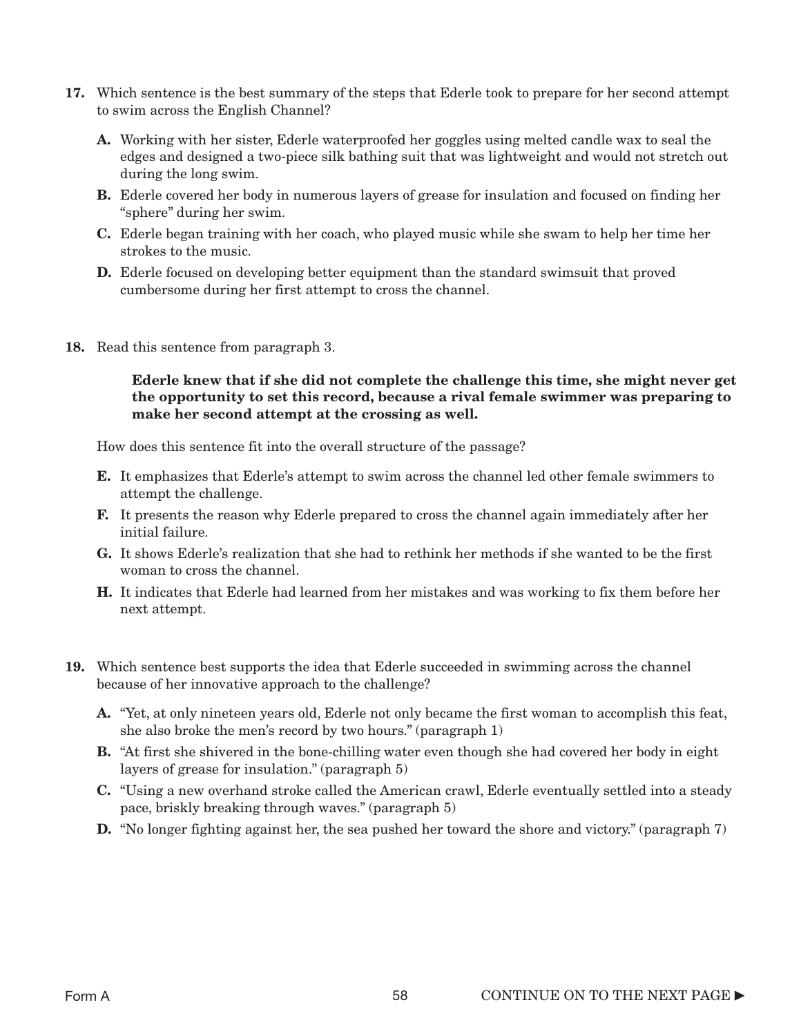**17.** Which sentence is the best summary of the steps that Ederle took to prepare for her second attempt to swim across the English Channel?

- **A.** Working with her sister, Ederle waterproofed her goggles using melted candle wax to seal the edges and designed a two-piece silk bathing suit that was lightweight and would not stretch out during the long swim.
- **B.** Ederle covered her body in numerous layers of grease for insulation and focused on finding her "sphere" during her swim.
- **C.** Ederle began training with her coach, who played music while she swam to help her time her strokes to the music.
- **D.** Ederle focused on developing better equipment than the standard swimsuit that proved cumbersome during her first attempt to cross the channel.

**18.** Read this sentence from paragraph 3.

> **Ederle knew that if she did not complete the challenge this time, she might never get the opportunity to set this record, because a rival female swimmer was preparing to make her second attempt at the crossing as well.**

How does this sentence fit into the overall structure of the passage?

- **E.** It emphasizes that Ederle's attempt to swim across the channel led other female swimmers to attempt the challenge.
- **F.** It presents the reason why Ederle prepared to cross the channel again immediately after her initial failure.
- **G.** It shows Ederle's realization that she had to rethink her methods if she wanted to be the first woman to cross the channel.
- **H.** It indicates that Ederle had learned from her mistakes and was working to fix them before her next attempt.

**19.** Which sentence best supports the idea that Ederle succeeded in swimming across the channel because of her innovative approach to the challenge?

- **A.** "Yet, at only nineteen years old, Ederle not only became the first woman to accomplish this feat, she also broke the men's record by two hours." (paragraph 1)
- **B.** "At first she shivered in the bone-chilling water even though she had covered her body in eight layers of grease for insulation." (paragraph 5)
- **C.** "Using a new overhand stroke called the American crawl, Ederle eventually settled into a steady pace, briskly breaking through waves." (paragraph 5)
- **D.** "No longer fighting against her, the sea pushed her toward the shore and victory." (paragraph 7)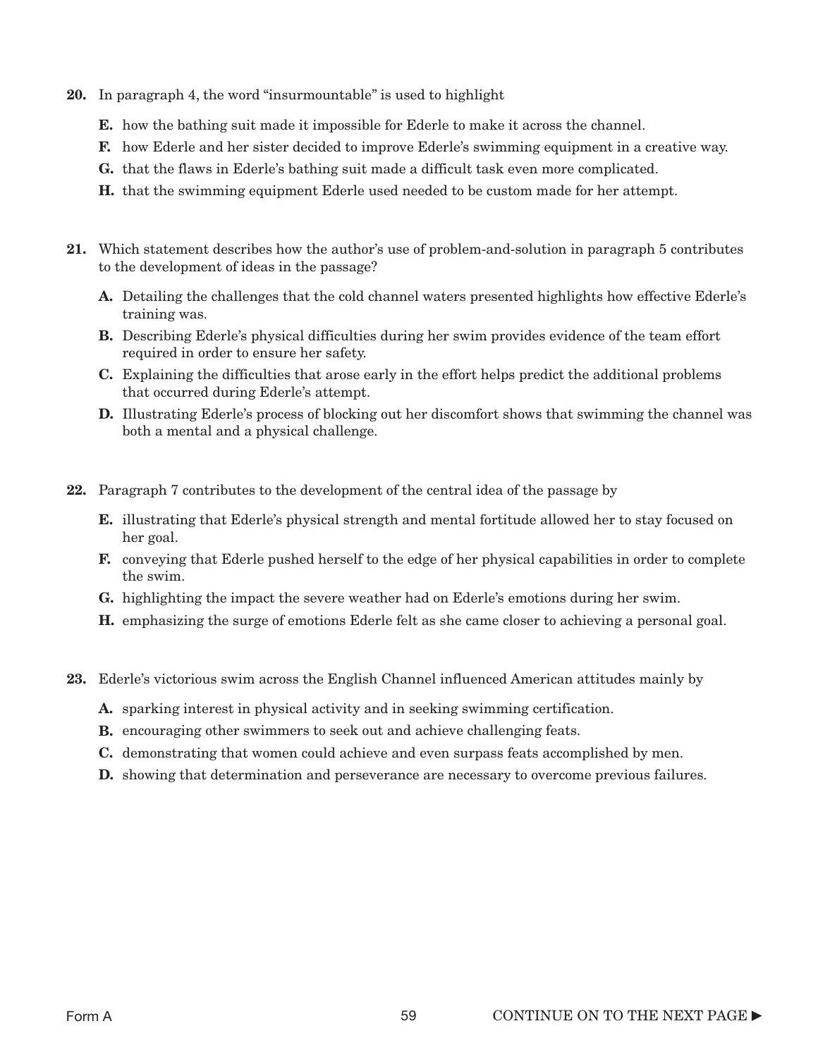**20.** In paragraph 4, the word "insurmountable" is used to highlight

**E.** how the bathing suit made it impossible for Ederle to make it across the channel.

**F.** how Ederle and her sister decided to improve Ederle's swimming equipment in a creative way.

**G.** that the flaws in Ederle's bathing suit made a difficult task even more complicated.

**H.** that the swimming equipment Ederle used needed to be custom made for her attempt.

**21.** Which statement describes how the author's use of problem-and-solution in paragraph 5 contributes to the development of ideas in the passage?

**A.** Detailing the challenges that the cold channel waters presented highlights how effective Ederle's training was.

**B.** Describing Ederle's physical difficulties during her swim provides evidence of the team effort required in order to ensure her safety.

**C.** Explaining the difficulties that arose early in the effort helps predict the additional problems that occurred during Ederle's attempt.

**D.** Illustrating Ederle's process of blocking out her discomfort shows that swimming the channel was both a mental and a physical challenge.

**22.** Paragraph 7 contributes to the development of the central idea of the passage by

**E.** illustrating that Ederle's physical strength and mental fortitude allowed her to stay focused on her goal.

**F.** conveying that Ederle pushed herself to the edge of her physical capabilities in order to complete the swim.

**G.** highlighting the impact the severe weather had on Ederle's emotions during her swim.

**H.** emphasizing the surge of emotions Ederle felt as she came closer to achieving a personal goal.

**23.** Ederle's victorious swim across the English Channel influenced American attitudes mainly by

**A.** sparking interest in physical activity and in seeking swimming certification.

**B.** encouraging other swimmers to seek out and achieve challenging feats.

**C.** demonstrating that women could achieve and even surpass feats accomplished by men.

**D.** showing that determination and perseverance are necessary to overcome previous failures.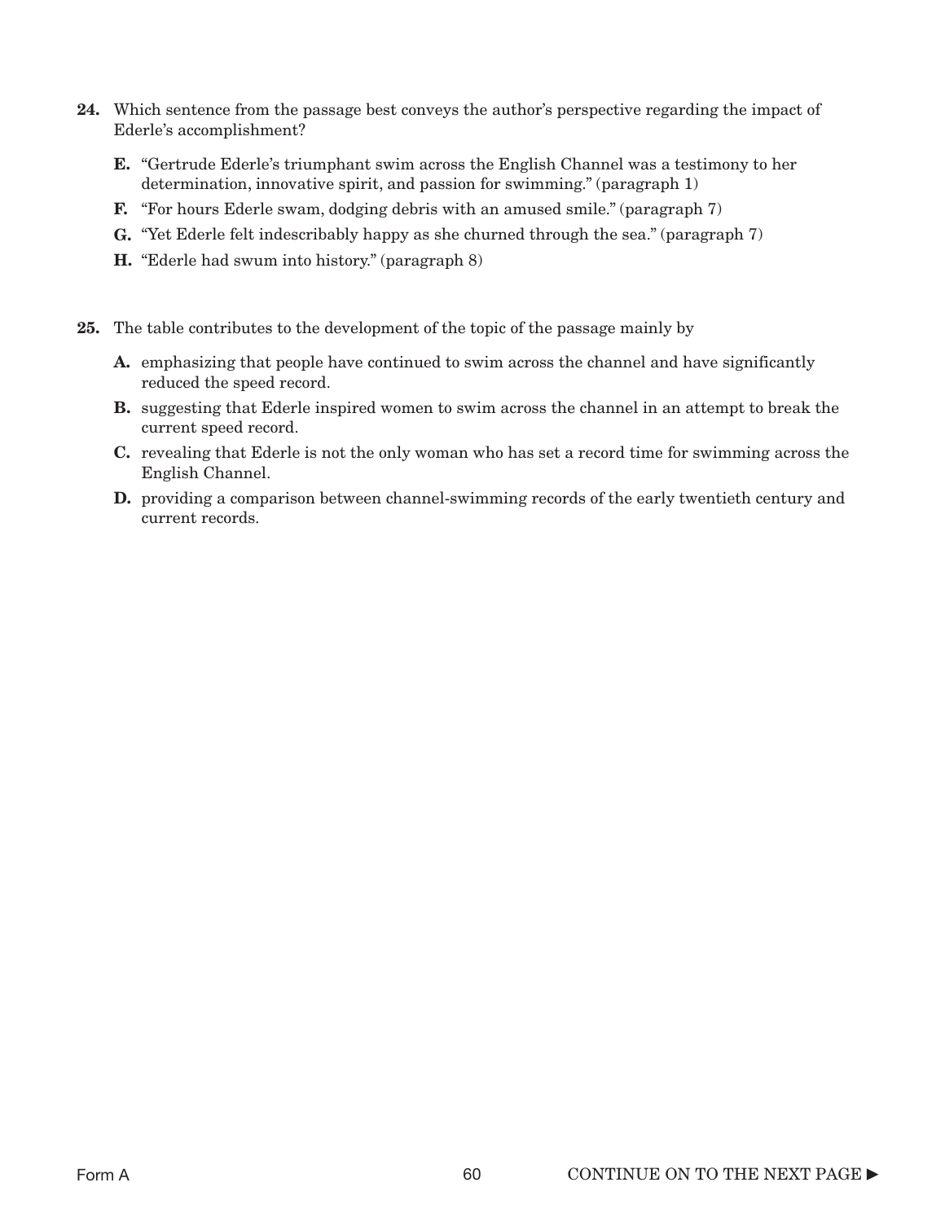**24.** Which sentence from the passage best conveys the author's perspective regarding the impact of Ederle's accomplishment?

**E.** "Gertrude Ederle's triumphant swim across the English Channel was a testimony to her determination, innovative spirit, and passion for swimming." (paragraph 1)

**F.** "For hours Ederle swam, dodging debris with an amused smile." (paragraph 7)

**G.** "Yet Ederle felt indescribably happy as she churned through the sea." (paragraph 7)

**H.** "Ederle had swum into history." (paragraph 8)

**25.** The table contributes to the development of the topic of the passage mainly by

**A.** emphasizing that people have continued to swim across the channel and have significantly reduced the speed record.

**B.** suggesting that Ederle inspired women to swim across the channel in an attempt to break the current speed record.

**C.** revealing that Ederle is not the only woman who has set a record time for swimming across the English Channel.

**D.** providing a comparison between channel-swimming records of the early twentieth century and current records.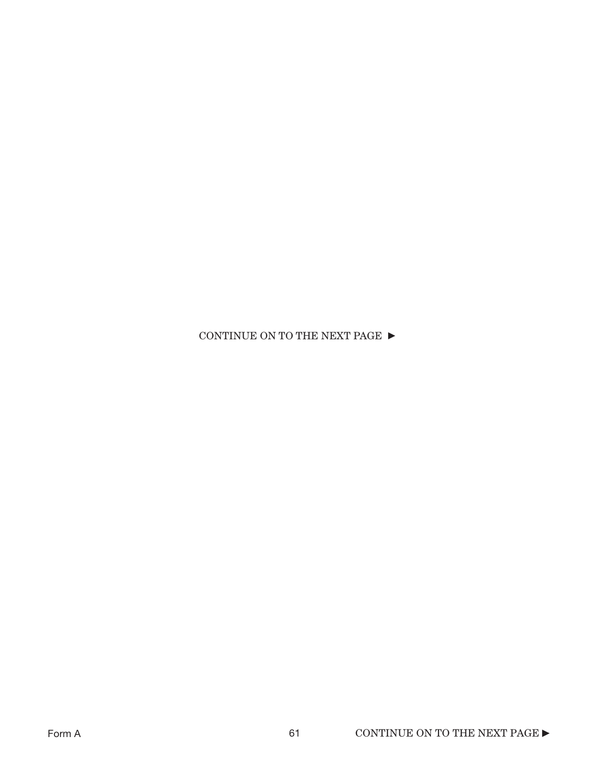CONTINUE ON TO THE NEXT PAGE ►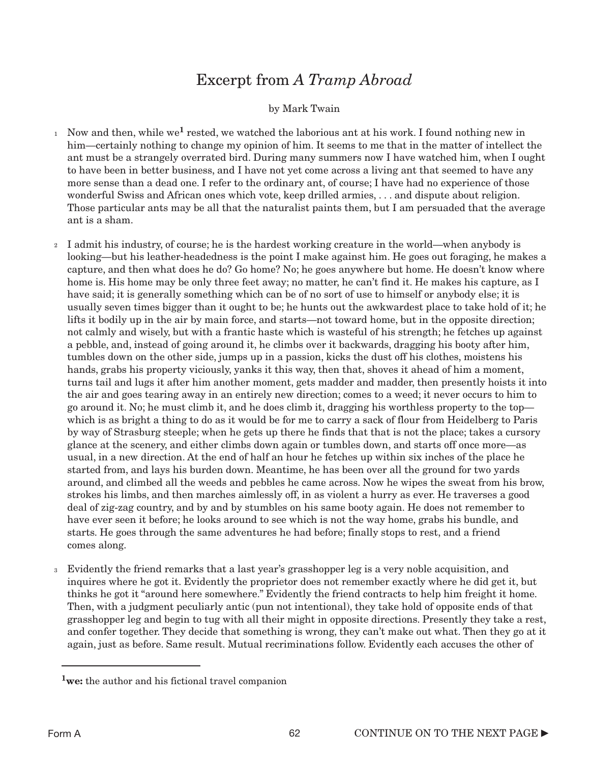# Excerpt from *A Tramp Abroad*

by Mark Twain

1 Now and then, while we[1] rested, we watched the laborious ant at his work. I found nothing new in him—certainly nothing to change my opinion of him. It seems to me that in the matter of intellect the ant must be a strangely overrated bird. During many summers now I have watched him, when I ought to have been in better business, and I have not yet come across a living ant that seemed to have any more sense than a dead one. I refer to the ordinary ant, of course; I have had no experience of those wonderful Swiss and African ones which vote, keep drilled armies, . . . and dispute about religion. Those particular ants may be all that the naturalist paints them, but I am persuaded that the average ant is a sham.

2 I admit his industry, of course; he is the hardest working creature in the world—when anybody is looking—but his leather-headedness is the point I make against him. He goes out foraging, he makes a capture, and then what does he do? Go home? No; he goes anywhere but home. He doesn't know where home is. His home may be only three feet away; no matter, he can't find it. He makes his capture, as I have said; it is generally something which can be of no sort of use to himself or anybody else; it is usually seven times bigger than it ought to be; he hunts out the awkwardest place to take hold of it; he lifts it bodily up in the air by main force, and starts—not toward home, but in the opposite direction; not calmly and wisely, but with a frantic haste which is wasteful of his strength; he fetches up against a pebble, and, instead of going around it, he climbs over it backwards, dragging his booty after him, tumbles down on the other side, jumps up in a passion, kicks the dust off his clothes, moistens his hands, grabs his property viciously, yanks it this way, then that, shoves it ahead of him a moment, turns tail and lugs it after him another moment, gets madder and madder, then presently hoists it into the air and goes tearing away in an entirely new direction; comes to a weed; it never occurs to him to go around it. No; he must climb it, and he does climb it, dragging his worthless property to the top—which is as bright a thing to do as it would be for me to carry a sack of flour from Heidelberg to Paris by way of Strasburg steeple; when he gets up there he finds that that is not the place; takes a cursory glance at the scenery, and either climbs down again or tumbles down, and starts off once more—as usual, in a new direction. At the end of half an hour he fetches up within six inches of the place he started from, and lays his burden down. Meantime, he has been over all the ground for two yards around, and climbed all the weeds and pebbles he came across. Now he wipes the sweat from his brow, strokes his limbs, and then marches aimlessly off, in as violent a hurry as ever. He traverses a good deal of zig-zag country, and by and by stumbles on his same booty again. He does not remember to have ever seen it before; he looks around to see which is not the way home, grabs his bundle, and starts. He goes through the same adventures he had before; finally stops to rest, and a friend comes along.

3 Evidently the friend remarks that a last year's grasshopper leg is a very noble acquisition, and inquires where he got it. Evidently the proprietor does not remember exactly where he did get it, but thinks he got it "around here somewhere." Evidently the friend contracts to help him freight it home. Then, with a judgment peculiarly antic (pun not intentional), they take hold of opposite ends of that grasshopper leg and begin to tug with all their might in opposite directions. Presently they take a rest, and confer together. They decide that something is wrong, they can't make out what. Then they go at it again, just as before. Same result. Mutual recriminations follow. Evidently each accuses the other of

---

[1] **we:** the author and his fictional travel companion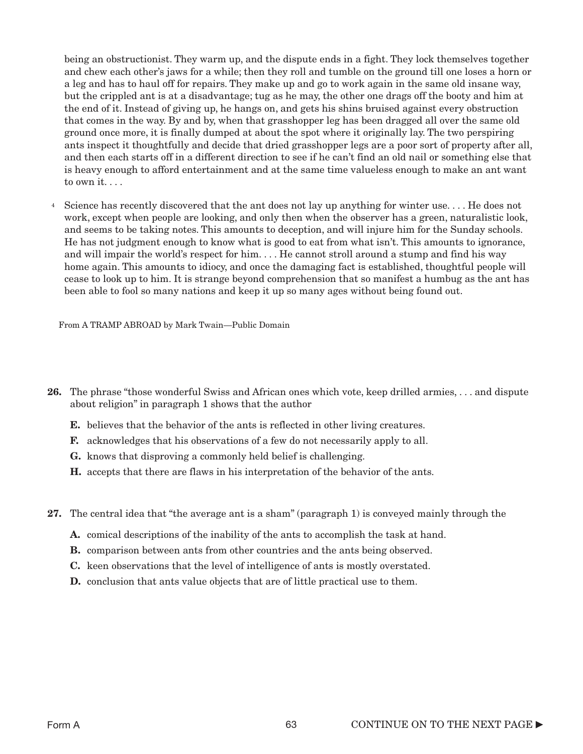being an obstructionist. They warm up, and the dispute ends in a fight. They lock themselves together and chew each other's jaws for a while; then they roll and tumble on the ground till one loses a horn or a leg and has to haul off for repairs. They make up and go to work again in the same old insane way, but the crippled ant is at a disadvantage; tug as he may, the other one drags off the booty and him at the end of it. Instead of giving up, he hangs on, and gets his shins bruised against every obstruction that comes in the way. By and by, when that grasshopper leg has been dragged all over the same old ground once more, it is finally dumped at about the spot where it originally lay. The two perspiring ants inspect it thoughtfully and decide that dried grasshopper legs are a poor sort of property after all, and then each starts off in a different direction to see if he can't find an old nail or something else that is heavy enough to afford entertainment and at the same time valueless enough to make an ant want to own it. . . .

4 Science has recently discovered that the ant does not lay up anything for winter use. . . . He does not work, except when people are looking, and only then when the observer has a green, naturalistic look, and seems to be taking notes. This amounts to deception, and will injure him for the Sunday schools. He has not judgment enough to know what is good to eat from what isn't. This amounts to ignorance, and will impair the world's respect for him. . . . He cannot stroll around a stump and find his way home again. This amounts to idiocy, and once the damaging fact is established, thoughtful people will cease to look up to him. It is strange beyond comprehension that so manifest a humbug as the ant has been able to fool so many nations and keep it up so many ages without being found out.

From A TRAMP ABROAD by Mark Twain—Public Domain

**26.** The phrase "those wonderful Swiss and African ones which vote, keep drilled armies, . . . and dispute about religion" in paragraph 1 shows that the author

**E.** believes that the behavior of the ants is reflected in other living creatures.
**F.** acknowledges that his observations of a few do not necessarily apply to all.
**G.** knows that disproving a commonly held belief is challenging.
**H.** accepts that there are flaws in his interpretation of the behavior of the ants.

**27.** The central idea that "the average ant is a sham" (paragraph 1) is conveyed mainly through the

**A.** comical descriptions of the inability of the ants to accomplish the task at hand.
**B.** comparison between ants from other countries and the ants being observed.
**C.** keen observations that the level of intelligence of ants is mostly overstated.
**D.** conclusion that ants value objects that are of little practical use to them.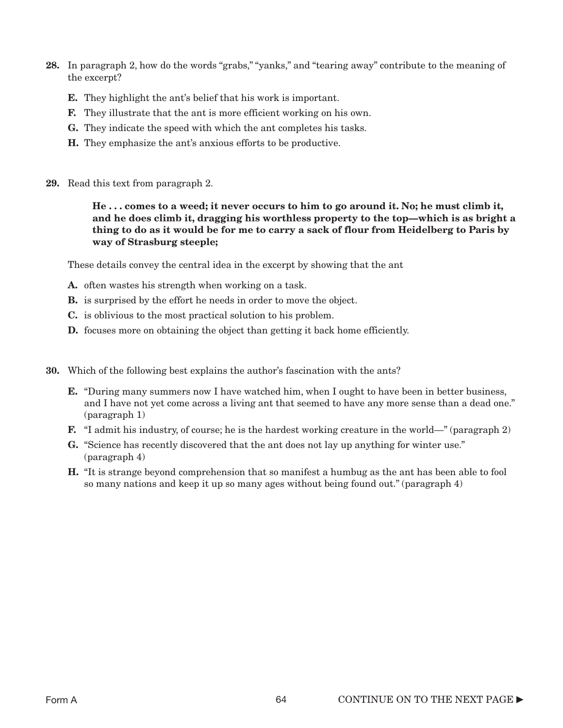**28.** In paragraph 2, how do the words "grabs," "yanks," and "tearing away" contribute to the meaning of the excerpt?

- **E.** They highlight the ant's belief that his work is important.
- **F.** They illustrate that the ant is more efficient working on his own.
- **G.** They indicate the speed with which the ant completes his tasks.
- **H.** They emphasize the ant's anxious efforts to be productive.

**29.** Read this text from paragraph 2.

> **He . . . comes to a weed; it never occurs to him to go around it. No; he must climb it, and he does climb it, dragging his worthless property to the top—which is as bright a thing to do as it would be for me to carry a sack of flour from Heidelberg to Paris by way of Strasburg steeple;**

These details convey the central idea in the excerpt by showing that the ant

- **A.** often wastes his strength when working on a task.
- **B.** is surprised by the effort he needs in order to move the object.
- **C.** is oblivious to the most practical solution to his problem.
- **D.** focuses more on obtaining the object than getting it back home efficiently.

**30.** Which of the following best explains the author's fascination with the ants?

- **E.** "During many summers now I have watched him, when I ought to have been in better business, and I have not yet come across a living ant that seemed to have any more sense than a dead one." (paragraph 1)
- **F.** "I admit his industry, of course; he is the hardest working creature in the world—" (paragraph 2)
- **G.** "Science has recently discovered that the ant does not lay up anything for winter use." (paragraph 4)
- **H.** "It is strange beyond comprehension that so manifest a humbug as the ant has been able to fool so many nations and keep it up so many ages without being found out." (paragraph 4)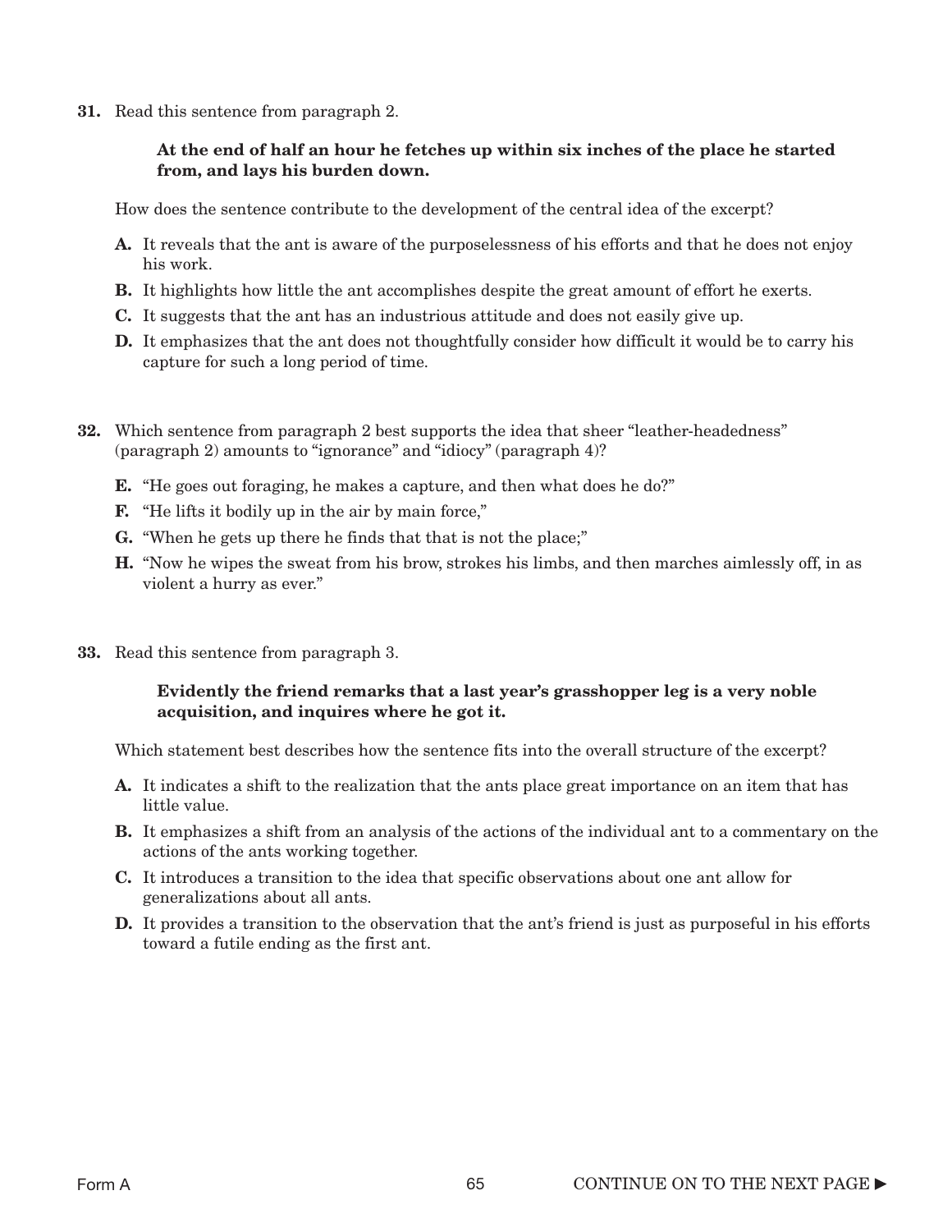**31.** Read this sentence from paragraph 2.

> **At the end of half an hour he fetches up within six inches of the place he started from, and lays his burden down.**

How does the sentence contribute to the development of the central idea of the excerpt?

- **A.** It reveals that the ant is aware of the purposelessness of his efforts and that he does not enjoy his work.
- **B.** It highlights how little the ant accomplishes despite the great amount of effort he exerts.
- **C.** It suggests that the ant has an industrious attitude and does not easily give up.
- **D.** It emphasizes that the ant does not thoughtfully consider how difficult it would be to carry his capture for such a long period of time.

**32.** Which sentence from paragraph 2 best supports the idea that sheer "leather-headedness" (paragraph 2) amounts to "ignorance" and "idiocy" (paragraph 4)?

- **E.** "He goes out foraging, he makes a capture, and then what does he do?"
- **F.** "He lifts it bodily up in the air by main force,"
- **G.** "When he gets up there he finds that that is not the place;"
- **H.** "Now he wipes the sweat from his brow, strokes his limbs, and then marches aimlessly off, in as violent a hurry as ever."

**33.** Read this sentence from paragraph 3.

> **Evidently the friend remarks that a last year's grasshopper leg is a very noble acquisition, and inquires where he got it.**

Which statement best describes how the sentence fits into the overall structure of the excerpt?

- **A.** It indicates a shift to the realization that the ants place great importance on an item that has little value.
- **B.** It emphasizes a shift from an analysis of the actions of the individual ant to a commentary on the actions of the ants working together.
- **C.** It introduces a transition to the idea that specific observations about one ant allow for generalizations about all ants.
- **D.** It provides a transition to the observation that the ant's friend is just as purposeful in his efforts toward a futile ending as the first ant.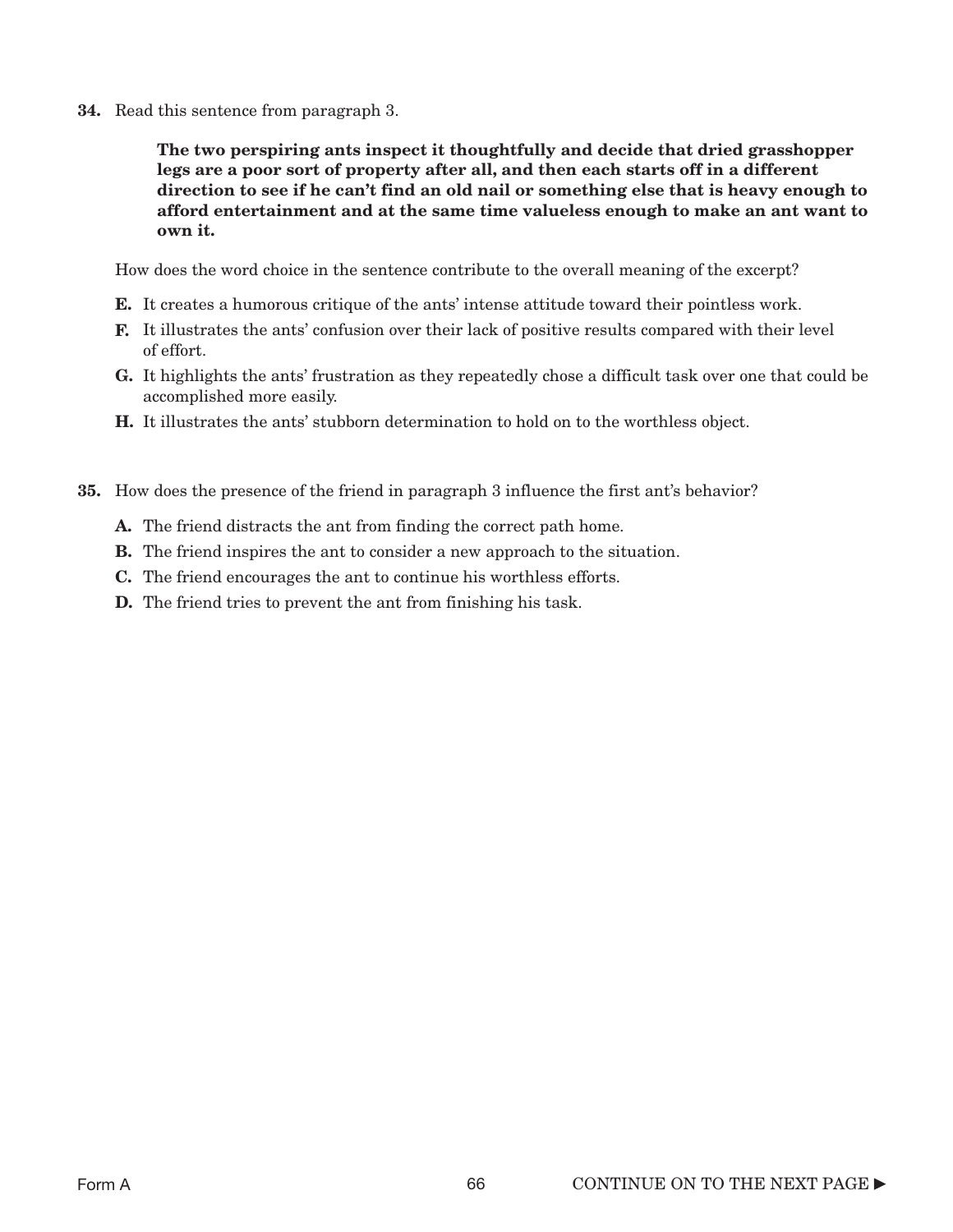**34.** Read this sentence from paragraph 3.

> **The two perspiring ants inspect it thoughtfully and decide that dried grasshopper legs are a poor sort of property after all, and then each starts off in a different direction to see if he can't find an old nail or something else that is heavy enough to afford entertainment and at the same time valueless enough to make an ant want to own it.**

How does the word choice in the sentence contribute to the overall meaning of the excerpt?

**E.** It creates a humorous critique of the ants' intense attitude toward their pointless work.

**F.** It illustrates the ants' confusion over their lack of positive results compared with their level of effort.

**G.** It highlights the ants' frustration as they repeatedly chose a difficult task over one that could be accomplished more easily.

**H.** It illustrates the ants' stubborn determination to hold on to the worthless object.

**35.** How does the presence of the friend in paragraph 3 influence the first ant's behavior?

**A.** The friend distracts the ant from finding the correct path home.

**B.** The friend inspires the ant to consider a new approach to the situation.

**C.** The friend encourages the ant to continue his worthless efforts.

**D.** The friend tries to prevent the ant from finishing his task.

CONTINUE ON TO THE NEXT PAGE ►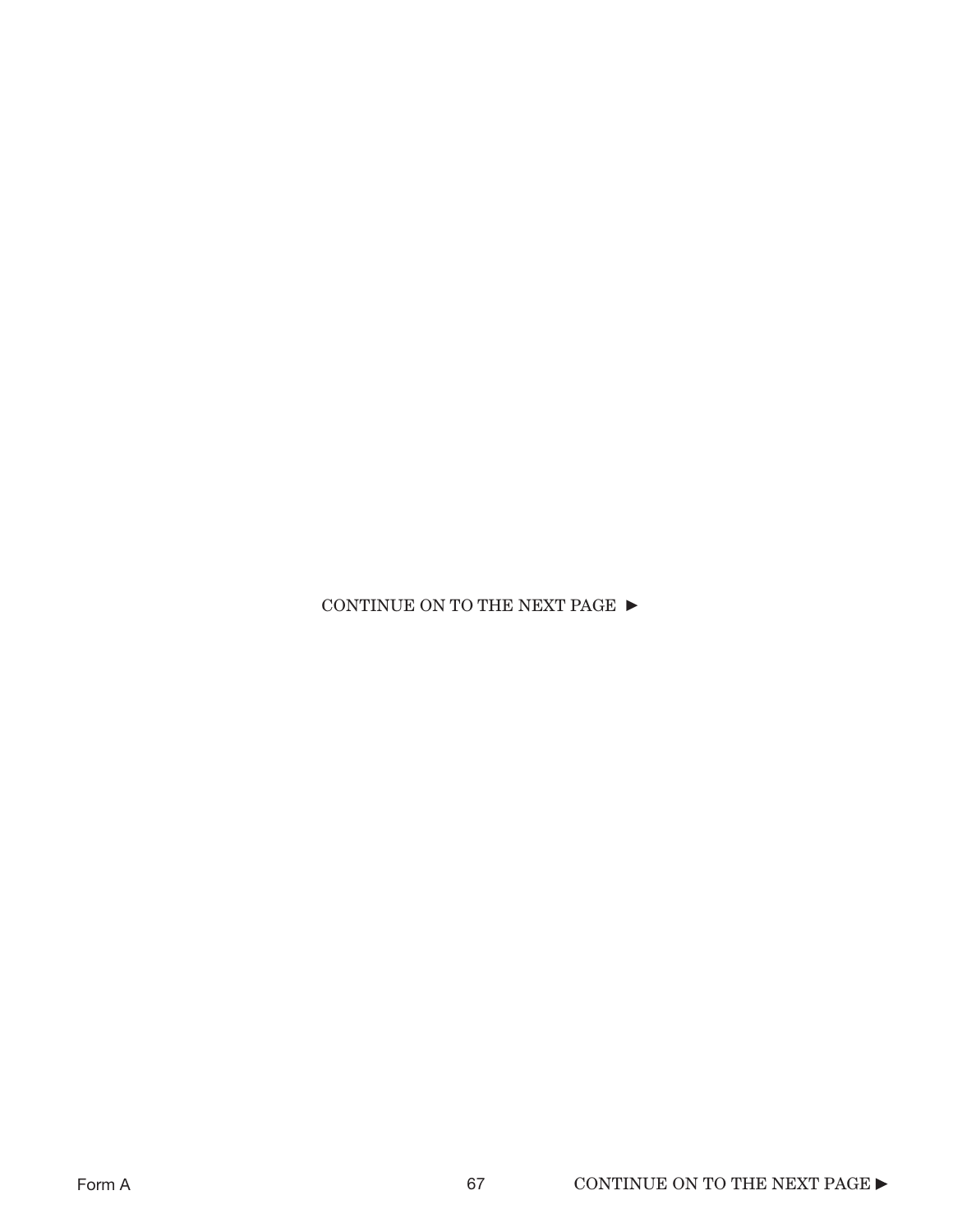CONTINUE ON TO THE NEXT PAGE ►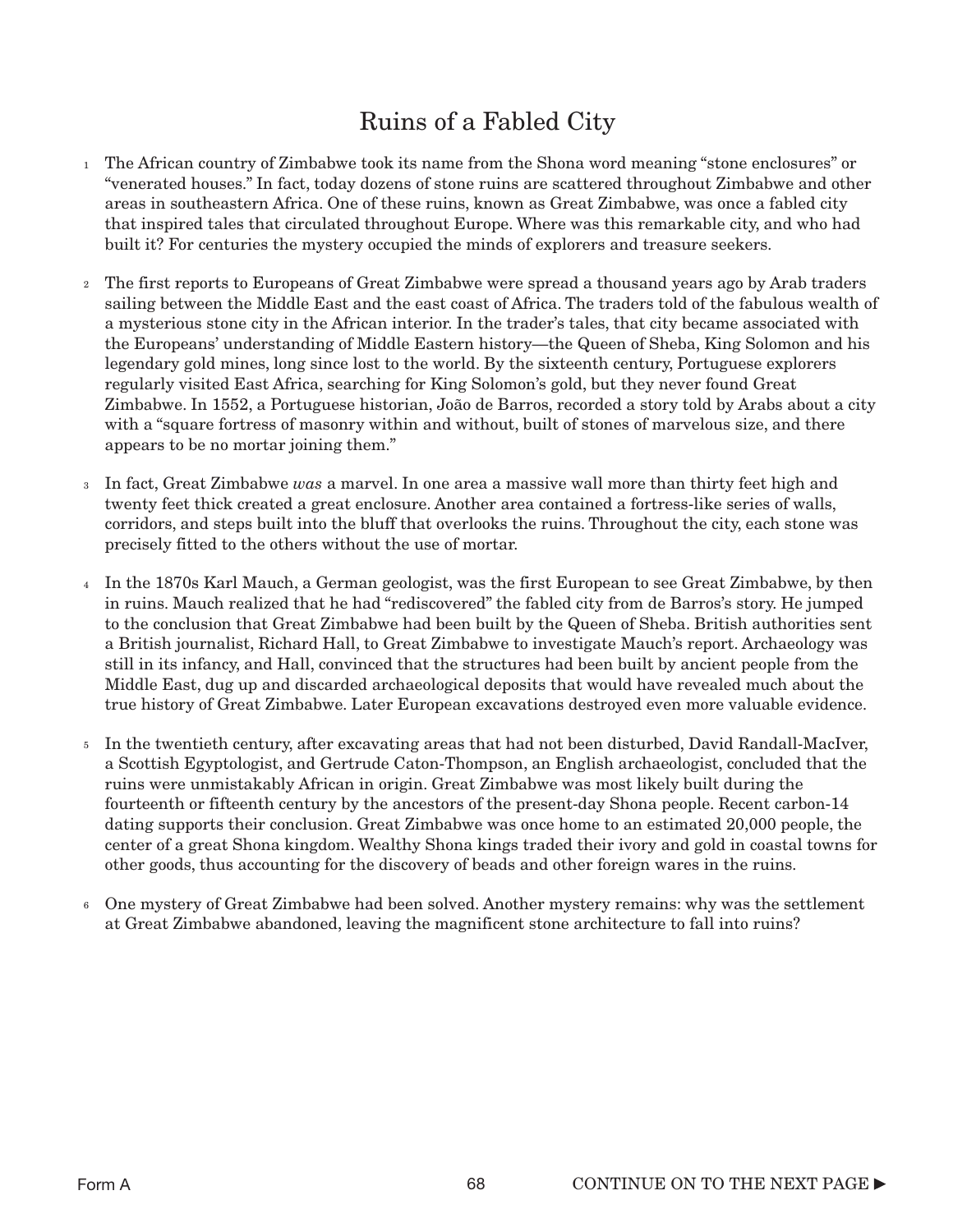# Ruins of a Fabled City

1 The African country of Zimbabwe took its name from the Shona word meaning "stone enclosures" or "venerated houses." In fact, today dozens of stone ruins are scattered throughout Zimbabwe and other areas in southeastern Africa. One of these ruins, known as Great Zimbabwe, was once a fabled city that inspired tales that circulated throughout Europe. Where was this remarkable city, and who had built it? For centuries the mystery occupied the minds of explorers and treasure seekers.

2 The first reports to Europeans of Great Zimbabwe were spread a thousand years ago by Arab traders sailing between the Middle East and the east coast of Africa. The traders told of the fabulous wealth of a mysterious stone city in the African interior. In the trader's tales, that city became associated with the Europeans' understanding of Middle Eastern history—the Queen of Sheba, King Solomon and his legendary gold mines, long since lost to the world. By the sixteenth century, Portuguese explorers regularly visited East Africa, searching for King Solomon's gold, but they never found Great Zimbabwe. In 1552, a Portuguese historian, João de Barros, recorded a story told by Arabs about a city with a "square fortress of masonry within and without, built of stones of marvelous size, and there appears to be no mortar joining them."

3 In fact, Great Zimbabwe *was* a marvel. In one area a massive wall more than thirty feet high and twenty feet thick created a great enclosure. Another area contained a fortress-like series of walls, corridors, and steps built into the bluff that overlooks the ruins. Throughout the city, each stone was precisely fitted to the others without the use of mortar.

4 In the 1870s Karl Mauch, a German geologist, was the first European to see Great Zimbabwe, by then in ruins. Mauch realized that he had "rediscovered" the fabled city from de Barros's story. He jumped to the conclusion that Great Zimbabwe had been built by the Queen of Sheba. British authorities sent a British journalist, Richard Hall, to Great Zimbabwe to investigate Mauch's report. Archaeology was still in its infancy, and Hall, convinced that the structures had been built by ancient people from the Middle East, dug up and discarded archaeological deposits that would have revealed much about the true history of Great Zimbabwe. Later European excavations destroyed even more valuable evidence.

5 In the twentieth century, after excavating areas that had not been disturbed, David Randall-MacIver, a Scottish Egyptologist, and Gertrude Caton-Thompson, an English archaeologist, concluded that the ruins were unmistakably African in origin. Great Zimbabwe was most likely built during the fourteenth or fifteenth century by the ancestors of the present-day Shona people. Recent carbon-14 dating supports their conclusion. Great Zimbabwe was once home to an estimated 20,000 people, the center of a great Shona kingdom. Wealthy Shona kings traded their ivory and gold in coastal towns for other goods, thus accounting for the discovery of beads and other foreign wares in the ruins.

6 One mystery of Great Zimbabwe had been solved. Another mystery remains: why was the settlement at Great Zimbabwe abandoned, leaving the magnificent stone architecture to fall into ruins?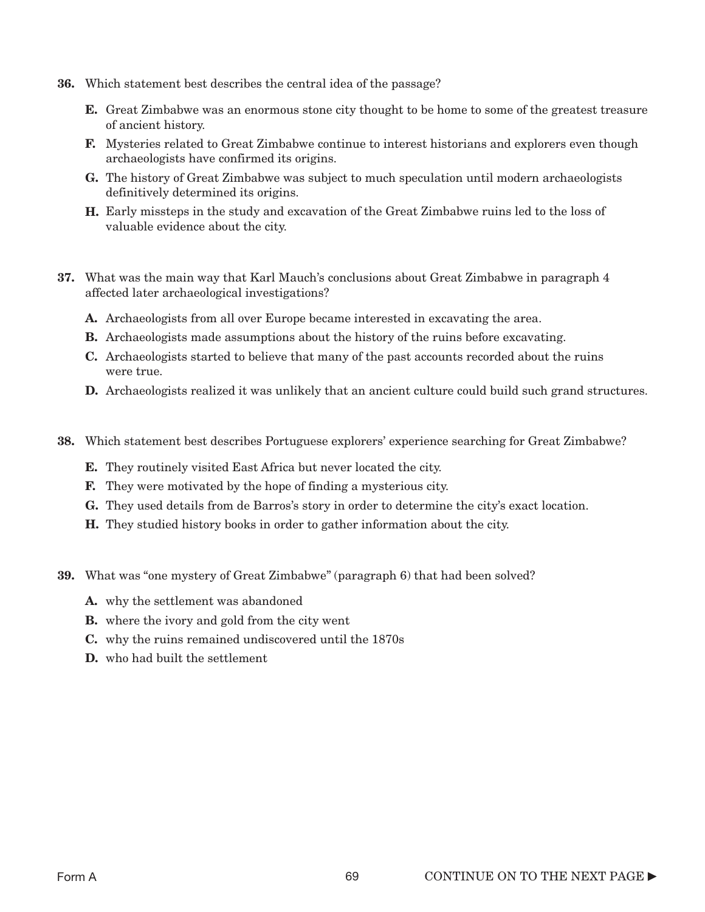**36.** Which statement best describes the central idea of the passage?

**E.** Great Zimbabwe was an enormous stone city thought to be home to some of the greatest treasure of ancient history.

**F.** Mysteries related to Great Zimbabwe continue to interest historians and explorers even though archaeologists have confirmed its origins.

**G.** The history of Great Zimbabwe was subject to much speculation until modern archaeologists definitively determined its origins.

**H.** Early missteps in the study and excavation of the Great Zimbabwe ruins led to the loss of valuable evidence about the city.

**37.** What was the main way that Karl Mauch's conclusions about Great Zimbabwe in paragraph 4 affected later archaeological investigations?

**A.** Archaeologists from all over Europe became interested in excavating the area.

**B.** Archaeologists made assumptions about the history of the ruins before excavating.

**C.** Archaeologists started to believe that many of the past accounts recorded about the ruins were true.

**D.** Archaeologists realized it was unlikely that an ancient culture could build such grand structures.

**38.** Which statement best describes Portuguese explorers' experience searching for Great Zimbabwe?

**E.** They routinely visited East Africa but never located the city.

**F.** They were motivated by the hope of finding a mysterious city.

**G.** They used details from de Barros's story in order to determine the city's exact location.

**H.** They studied history books in order to gather information about the city.

**39.** What was "one mystery of Great Zimbabwe" (paragraph 6) that had been solved?

**A.** why the settlement was abandoned

**B.** where the ivory and gold from the city went

**C.** why the ruins remained undiscovered until the 1870s

**D.** who had built the settlement

CONTINUE ON TO THE NEXT PAGE ►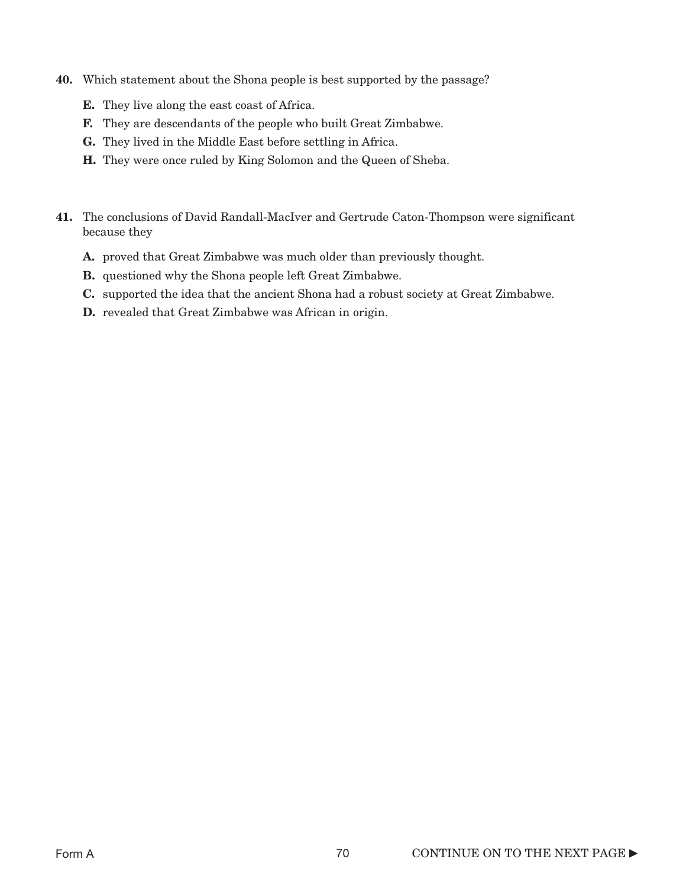**40.** Which statement about the Shona people is best supported by the passage?

**E.** They live along the east coast of Africa.

**F.** They are descendants of the people who built Great Zimbabwe.

**G.** They lived in the Middle East before settling in Africa.

**H.** They were once ruled by King Solomon and the Queen of Sheba.

**41.** The conclusions of David Randall-MacIver and Gertrude Caton-Thompson were significant because they

**A.** proved that Great Zimbabwe was much older than previously thought.

**B.** questioned why the Shona people left Great Zimbabwe.

**C.** supported the idea that the ancient Shona had a robust society at Great Zimbabwe.

**D.** revealed that Great Zimbabwe was African in origin.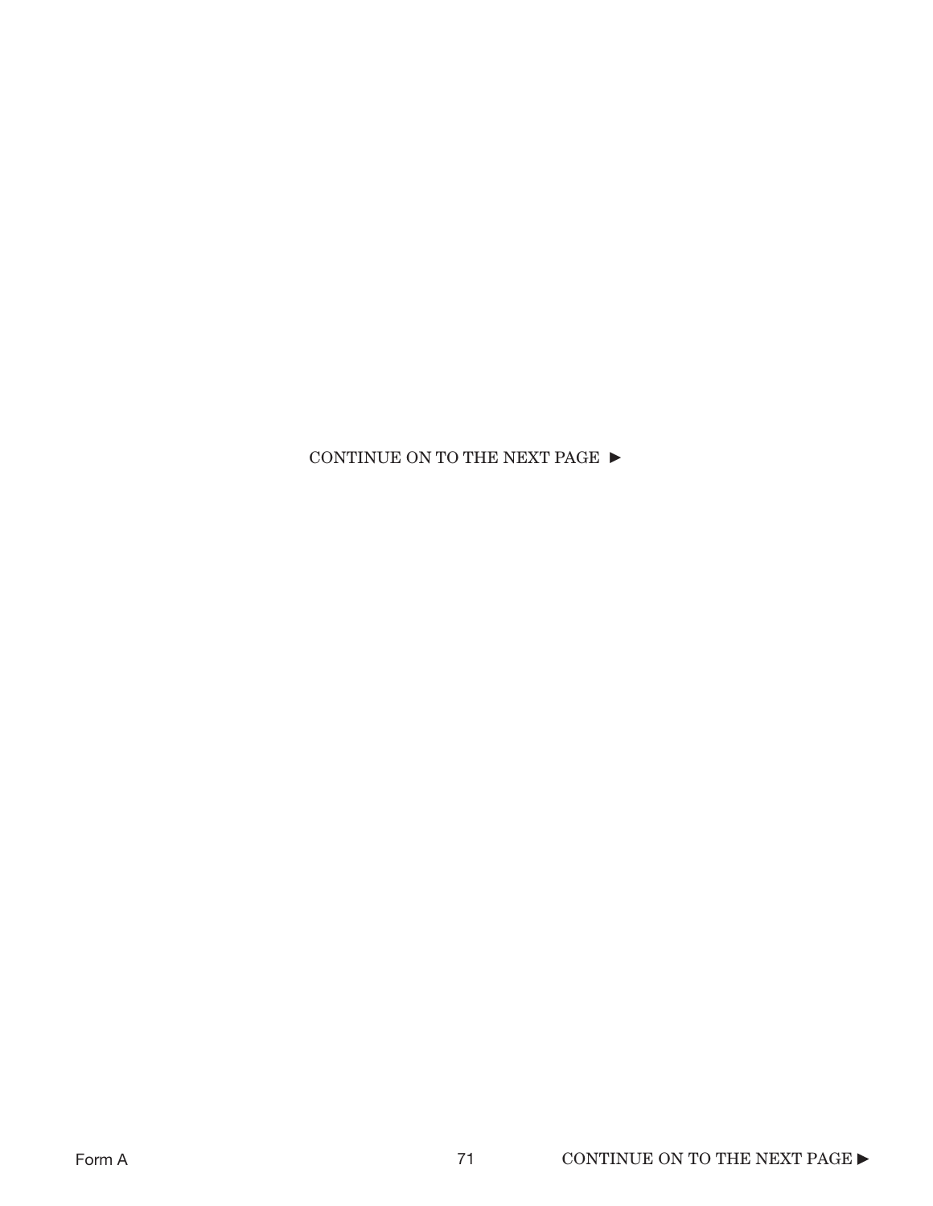CONTINUE ON TO THE NEXT PAGE ►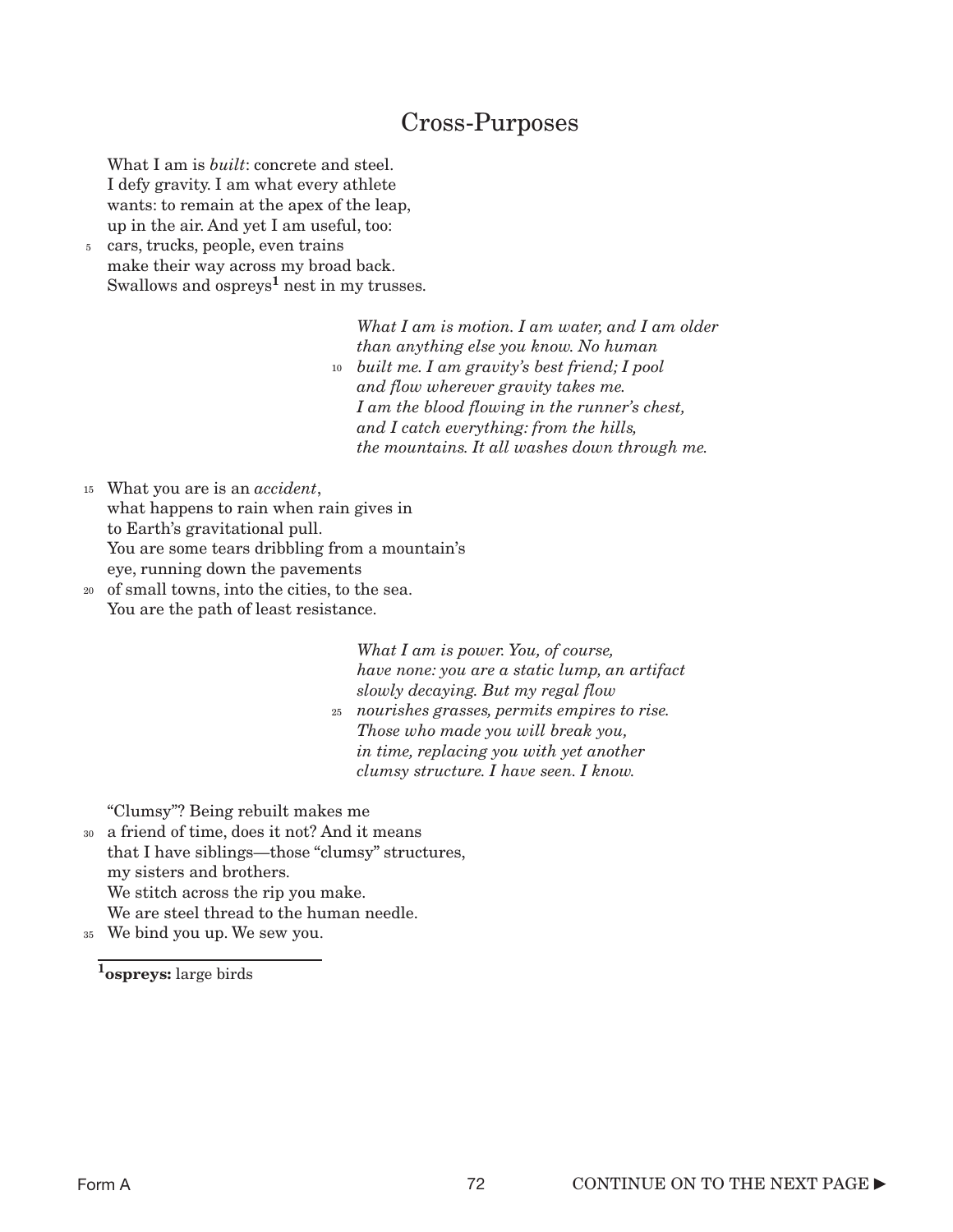# Cross-Purposes

What I am is *built*: concrete and steel.
I defy gravity. I am what every athlete
wants: to remain at the apex of the leap,
up in the air. And yet I am useful, too:
5 cars, trucks, people, even trains
make their way across my broad back.
Swallows and ospreys[1] nest in my trusses.

*What I am is motion. I am water, and I am older*
*than anything else you know. No human*
10 *built me. I am gravity's best friend; I pool*
*and flow wherever gravity takes me.*
*I am the blood flowing in the runner's chest,*
*and I catch everything: from the hills,*
*the mountains. It all washes down through me.*

15 What you are is an *accident*,
what happens to rain when rain gives in
to Earth's gravitational pull.
You are some tears dribbling from a mountain's
eye, running down the pavements
20 of small towns, into the cities, to the sea.
You are the path of least resistance.

*What I am is power. You, of course,*
*have none: you are a static lump, an artifact*
*slowly decaying. But my regal flow*
25 *nourishes grasses, permits empires to rise.*
*Those who made you will break you,*
*in time, replacing you with yet another*
*clumsy structure. I have seen. I know.*

"Clumsy"? Being rebuilt makes me
30 a friend of time, does it not? And it means
that I have siblings—those "clumsy" structures,
my sisters and brothers.
We stitch across the rip you make.
We are steel thread to the human needle.
35 We bind you up. We sew you.

[1]**ospreys:** large birds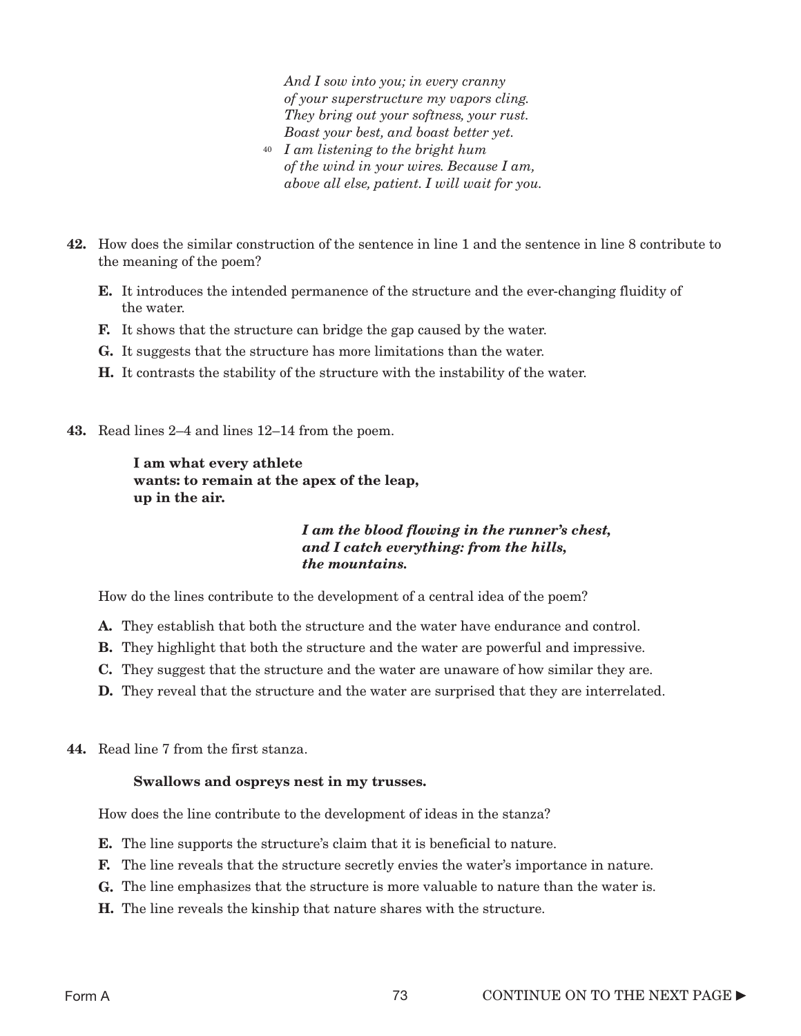*And I sow into you; in every cranny*
*of your superstructure my vapors cling.*
*They bring out your softness, your rust.*
*Boast your best, and boast better yet.*
40 *I am listening to the bright hum*
*of the wind in your wires. Because I am,*
*above all else, patient. I will wait for you.*

**42.** How does the similar construction of the sentence in line 1 and the sentence in line 8 contribute to the meaning of the poem?

- **E.** It introduces the intended permanence of the structure and the ever-changing fluidity of the water.
- **F.** It shows that the structure can bridge the gap caused by the water.
- **G.** It suggests that the structure has more limitations than the water.
- **H.** It contrasts the stability of the structure with the instability of the water.

**43.** Read lines 2–4 and lines 12–14 from the poem.

> **I am what every athlete**
> **wants: to remain at the apex of the leap,**
> **up in the air.**

> ***I am the blood flowing in the runner's chest,***
> ***and I catch everything: from the hills,***
> ***the mountains.***

How do the lines contribute to the development of a central idea of the poem?

- **A.** They establish that both the structure and the water have endurance and control.
- **B.** They highlight that both the structure and the water are powerful and impressive.
- **C.** They suggest that the structure and the water are unaware of how similar they are.
- **D.** They reveal that the structure and the water are surprised that they are interrelated.

**44.** Read line 7 from the first stanza.

> **Swallows and ospreys nest in my trusses.**

How does the line contribute to the development of ideas in the stanza?

- **E.** The line supports the structure's claim that it is beneficial to nature.
- **F.** The line reveals that the structure secretly envies the water's importance in nature.
- **G.** The line emphasizes that the structure is more valuable to nature than the water is.
- **H.** The line reveals the kinship that nature shares with the structure.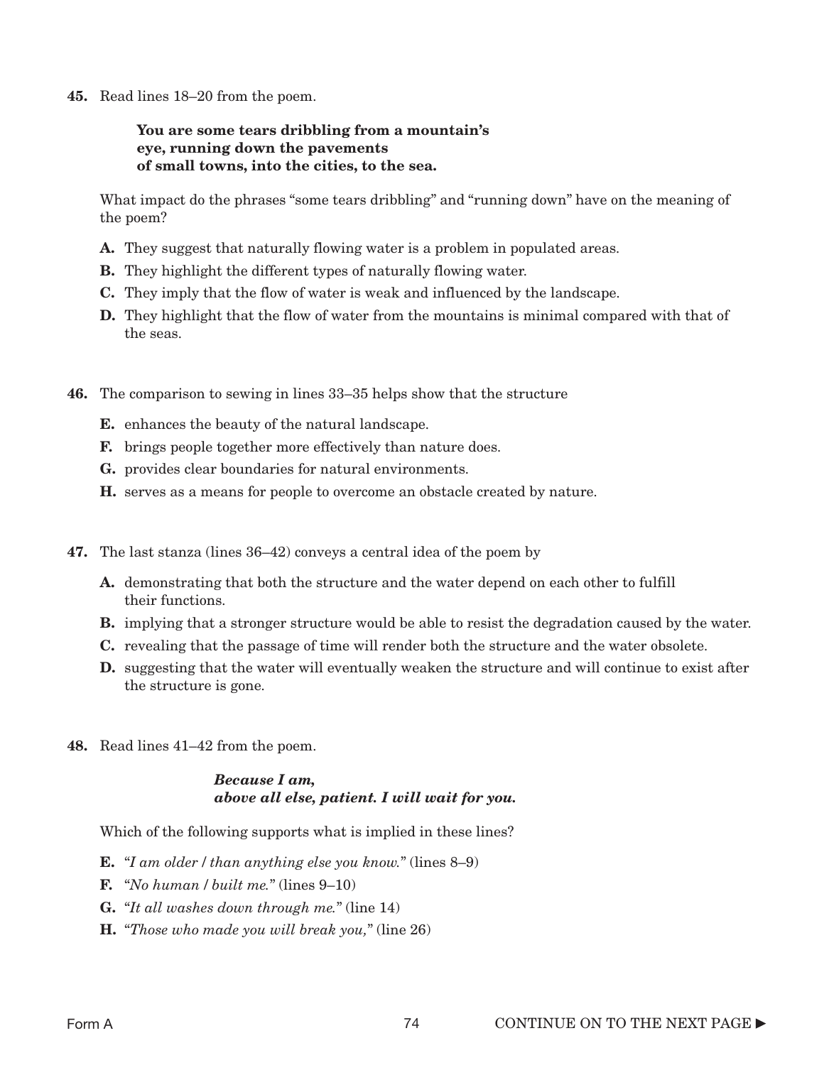**45.** Read lines 18–20 from the poem.

> **You are some tears dribbling from a mountain's**
> **eye, running down the pavements**
> **of small towns, into the cities, to the sea.**

What impact do the phrases "some tears dribbling" and "running down" have on the meaning of the poem?

- **A.** They suggest that naturally flowing water is a problem in populated areas.
- **B.** They highlight the different types of naturally flowing water.
- **C.** They imply that the flow of water is weak and influenced by the landscape.
- **D.** They highlight that the flow of water from the mountains is minimal compared with that of the seas.

**46.** The comparison to sewing in lines 33–35 helps show that the structure

- **E.** enhances the beauty of the natural landscape.
- **F.** brings people together more effectively than nature does.
- **G.** provides clear boundaries for natural environments.
- **H.** serves as a means for people to overcome an obstacle created by nature.

**47.** The last stanza (lines 36–42) conveys a central idea of the poem by

- **A.** demonstrating that both the structure and the water depend on each other to fulfill their functions.
- **B.** implying that a stronger structure would be able to resist the degradation caused by the water.
- **C.** revealing that the passage of time will render both the structure and the water obsolete.
- **D.** suggesting that the water will eventually weaken the structure and will continue to exist after the structure is gone.

**48.** Read lines 41–42 from the poem.

> ***Because I am,***
> ***above all else, patient. I will wait for you.***

Which of the following supports what is implied in these lines?

- **E.** "*I am older / than anything else you know.*" (lines 8–9)
- **F.** "*No human / built me.*" (lines 9–10)
- **G.** "*It all washes down through me.*" (line 14)
- **H.** "*Those who made you will break you,*" (line 26)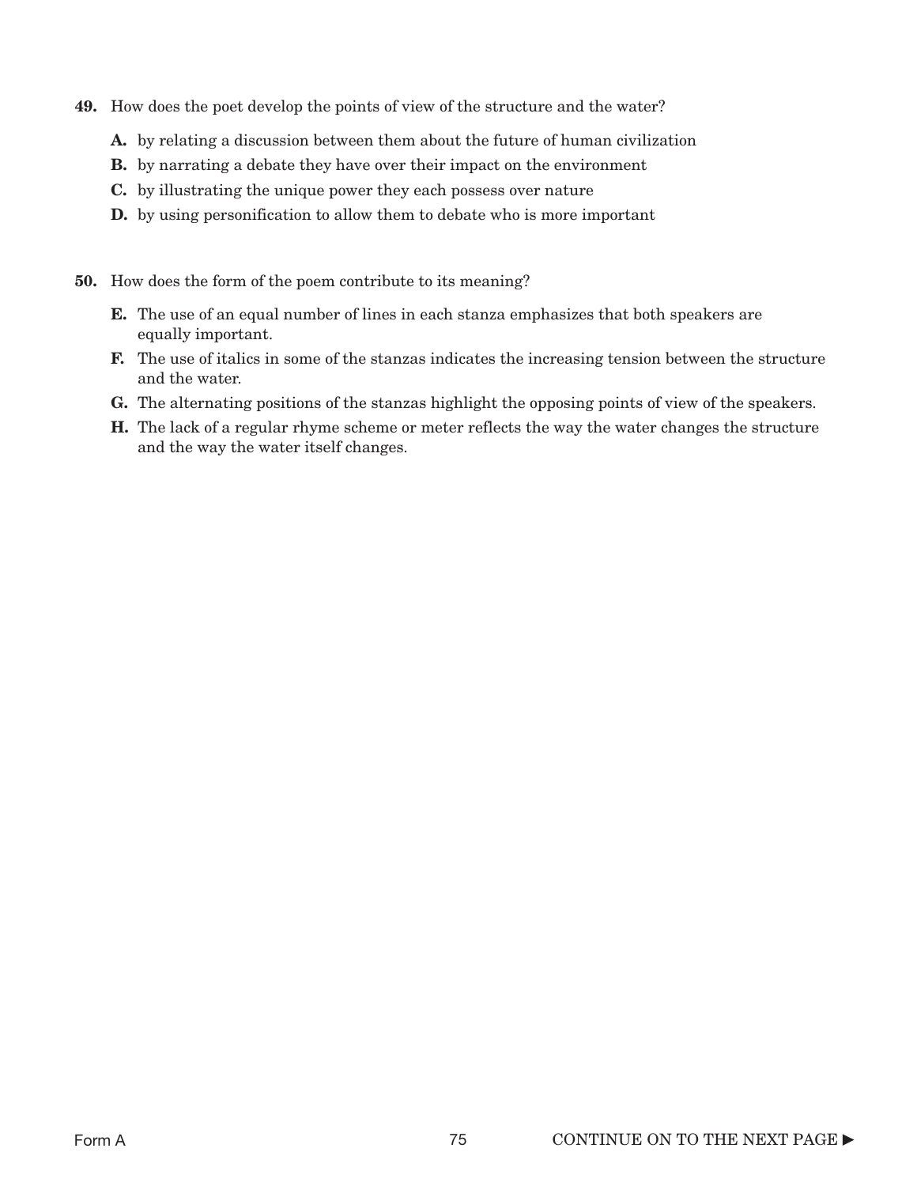**49.** How does the poet develop the points of view of the structure and the water?

**A.** by relating a discussion between them about the future of human civilization

**B.** by narrating a debate they have over their impact on the environment

**C.** by illustrating the unique power they each possess over nature

**D.** by using personification to allow them to debate who is more important

**50.** How does the form of the poem contribute to its meaning?

**E.** The use of an equal number of lines in each stanza emphasizes that both speakers are equally important.

**F.** The use of italics in some of the stanzas indicates the increasing tension between the structure and the water.

**G.** The alternating positions of the stanzas highlight the opposing points of view of the speakers.

**H.** The lack of a regular rhyme scheme or meter reflects the way the water changes the structure and the way the water itself changes.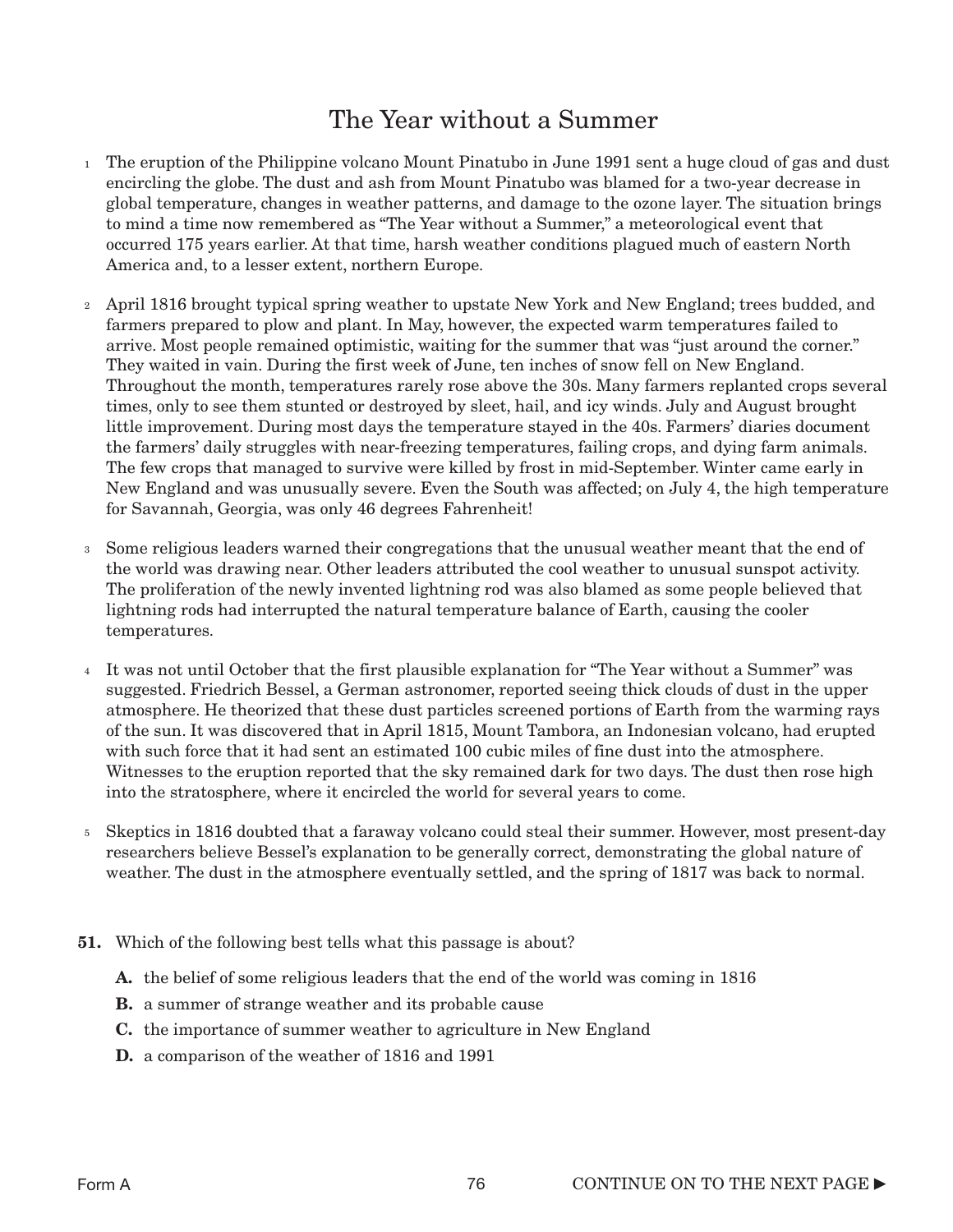# The Year without a Summer

1 The eruption of the Philippine volcano Mount Pinatubo in June 1991 sent a huge cloud of gas and dust encircling the globe. The dust and ash from Mount Pinatubo was blamed for a two-year decrease in global temperature, changes in weather patterns, and damage to the ozone layer. The situation brings to mind a time now remembered as "The Year without a Summer," a meteorological event that occurred 175 years earlier. At that time, harsh weather conditions plagued much of eastern North America and, to a lesser extent, northern Europe.

2 April 1816 brought typical spring weather to upstate New York and New England; trees budded, and farmers prepared to plow and plant. In May, however, the expected warm temperatures failed to arrive. Most people remained optimistic, waiting for the summer that was "just around the corner." They waited in vain. During the first week of June, ten inches of snow fell on New England. Throughout the month, temperatures rarely rose above the 30s. Many farmers replanted crops several times, only to see them stunted or destroyed by sleet, hail, and icy winds. July and August brought little improvement. During most days the temperature stayed in the 40s. Farmers' diaries document the farmers' daily struggles with near-freezing temperatures, failing crops, and dying farm animals. The few crops that managed to survive were killed by frost in mid-September. Winter came early in New England and was unusually severe. Even the South was affected; on July 4, the high temperature for Savannah, Georgia, was only 46 degrees Fahrenheit!

3 Some religious leaders warned their congregations that the unusual weather meant that the end of the world was drawing near. Other leaders attributed the cool weather to unusual sunspot activity. The proliferation of the newly invented lightning rod was also blamed as some people believed that lightning rods had interrupted the natural temperature balance of Earth, causing the cooler temperatures.

4 It was not until October that the first plausible explanation for "The Year without a Summer" was suggested. Friedrich Bessel, a German astronomer, reported seeing thick clouds of dust in the upper atmosphere. He theorized that these dust particles screened portions of Earth from the warming rays of the sun. It was discovered that in April 1815, Mount Tambora, an Indonesian volcano, had erupted with such force that it had sent an estimated 100 cubic miles of fine dust into the atmosphere. Witnesses to the eruption reported that the sky remained dark for two days. The dust then rose high into the stratosphere, where it encircled the world for several years to come.

5 Skeptics in 1816 doubted that a faraway volcano could steal their summer. However, most present-day researchers believe Bessel's explanation to be generally correct, demonstrating the global nature of weather. The dust in the atmosphere eventually settled, and the spring of 1817 was back to normal.

**51.** Which of the following best tells what this passage is about?

**A.** the belief of some religious leaders that the end of the world was coming in 1816

**B.** a summer of strange weather and its probable cause

**C.** the importance of summer weather to agriculture in New England

**D.** a comparison of the weather of 1816 and 1991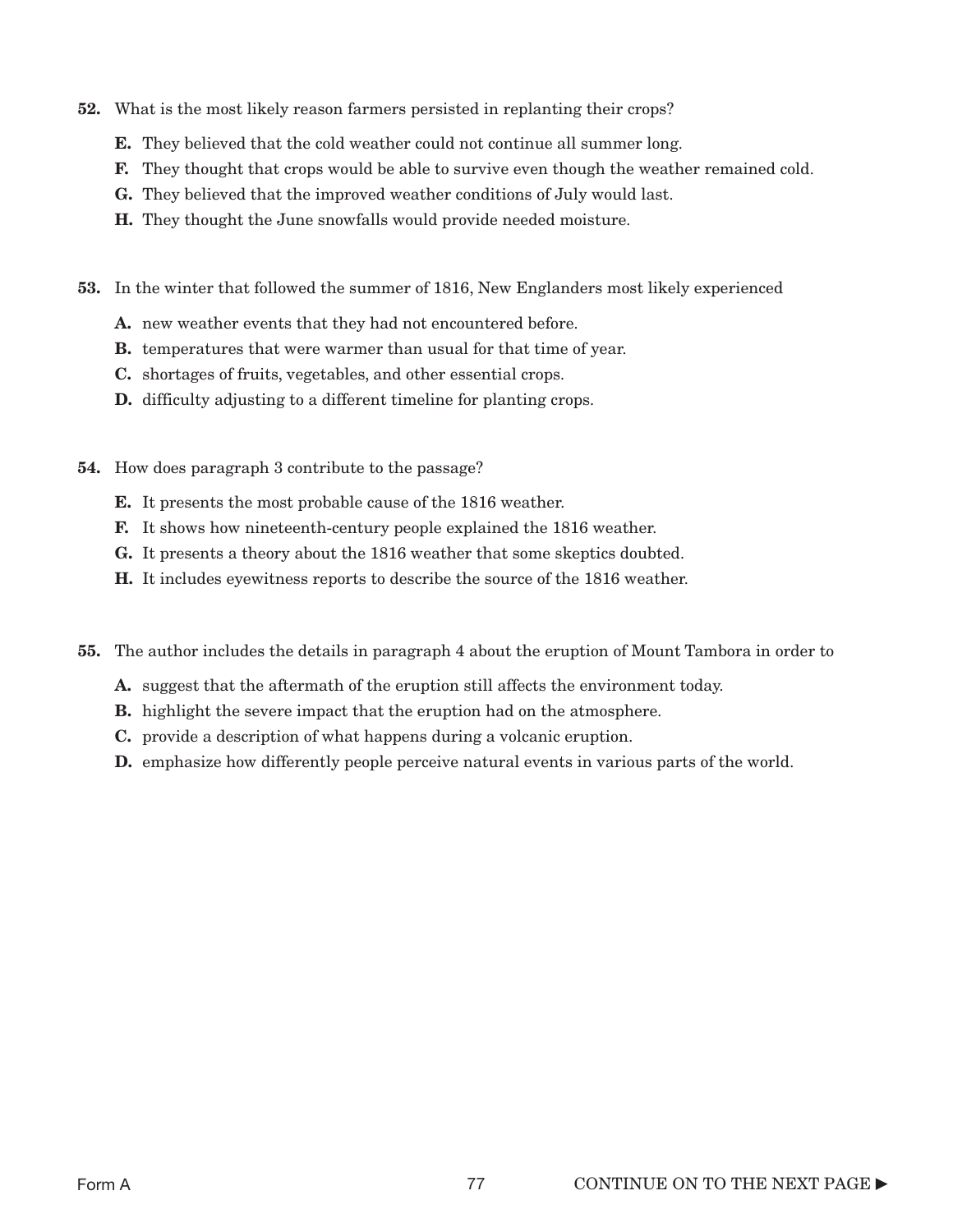**52.** What is the most likely reason farmers persisted in replanting their crops?

- **E.** They believed that the cold weather could not continue all summer long.
- **F.** They thought that crops would be able to survive even though the weather remained cold.
- **G.** They believed that the improved weather conditions of July would last.
- **H.** They thought the June snowfalls would provide needed moisture.

**53.** In the winter that followed the summer of 1816, New Englanders most likely experienced

- **A.** new weather events that they had not encountered before.
- **B.** temperatures that were warmer than usual for that time of year.
- **C.** shortages of fruits, vegetables, and other essential crops.
- **D.** difficulty adjusting to a different timeline for planting crops.

**54.** How does paragraph 3 contribute to the passage?

- **E.** It presents the most probable cause of the 1816 weather.
- **F.** It shows how nineteenth-century people explained the 1816 weather.
- **G.** It presents a theory about the 1816 weather that some skeptics doubted.
- **H.** It includes eyewitness reports to describe the source of the 1816 weather.

**55.** The author includes the details in paragraph 4 about the eruption of Mount Tambora in order to

- **A.** suggest that the aftermath of the eruption still affects the environment today.
- **B.** highlight the severe impact that the eruption had on the atmosphere.
- **C.** provide a description of what happens during a volcanic eruption.
- **D.** emphasize how differently people perceive natural events in various parts of the world.

CONTINUE ON TO THE NEXT PAGE ►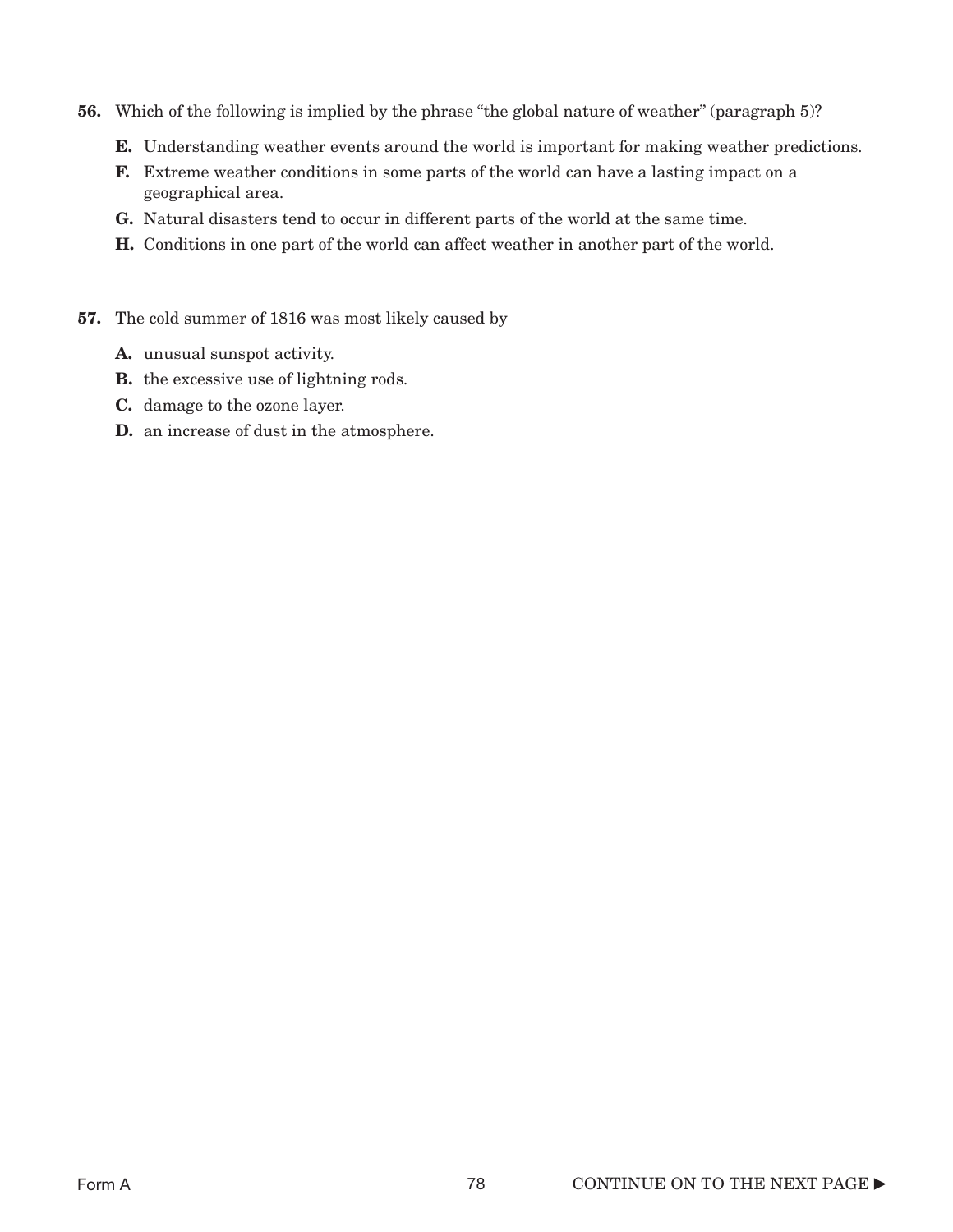**56.** Which of the following is implied by the phrase "the global nature of weather" (paragraph 5)?

**E.** Understanding weather events around the world is important for making weather predictions.

**F.** Extreme weather conditions in some parts of the world can have a lasting impact on a geographical area.

**G.** Natural disasters tend to occur in different parts of the world at the same time.

**H.** Conditions in one part of the world can affect weather in another part of the world.

**57.** The cold summer of 1816 was most likely caused by

**A.** unusual sunspot activity.

**B.** the excessive use of lightning rods.

**C.** damage to the ozone layer.

**D.** an increase of dust in the atmosphere.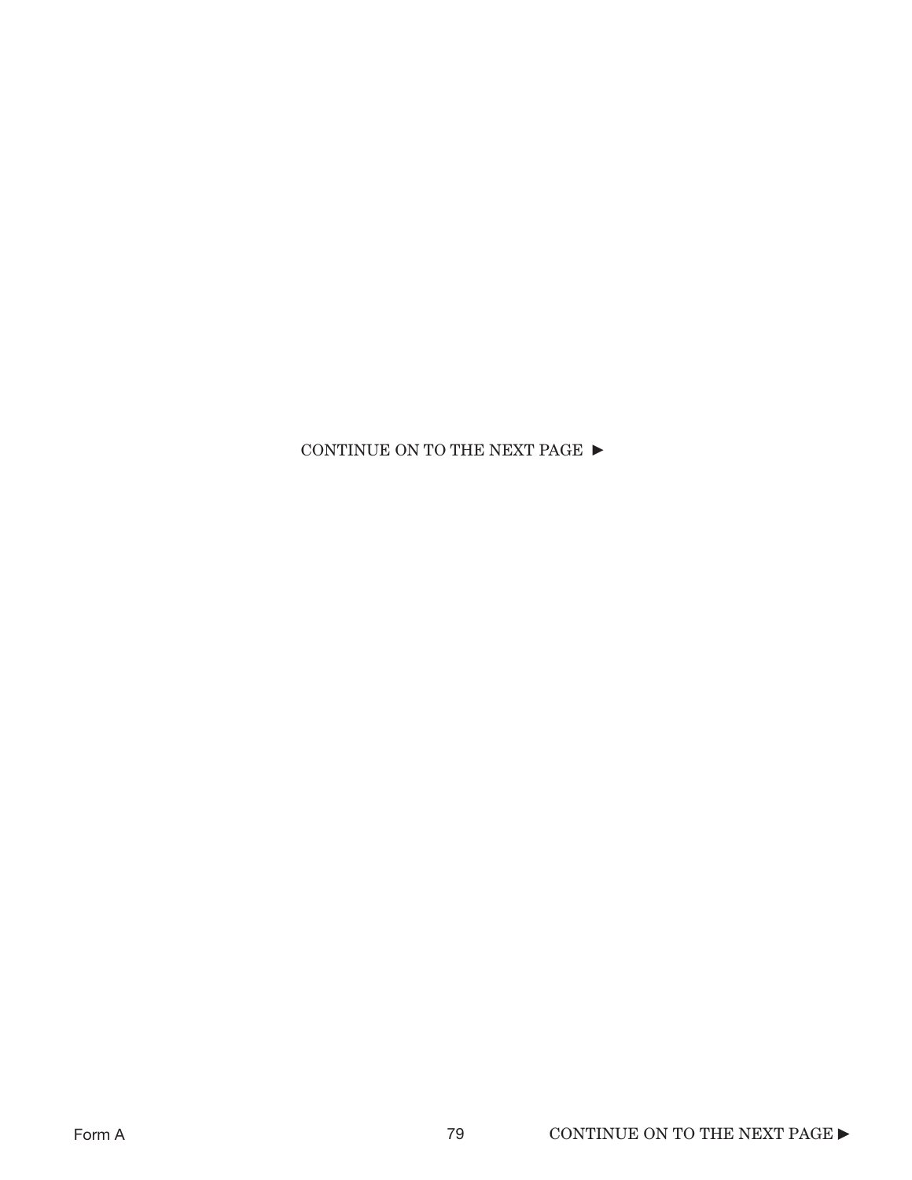CONTINUE ON TO THE NEXT PAGE ►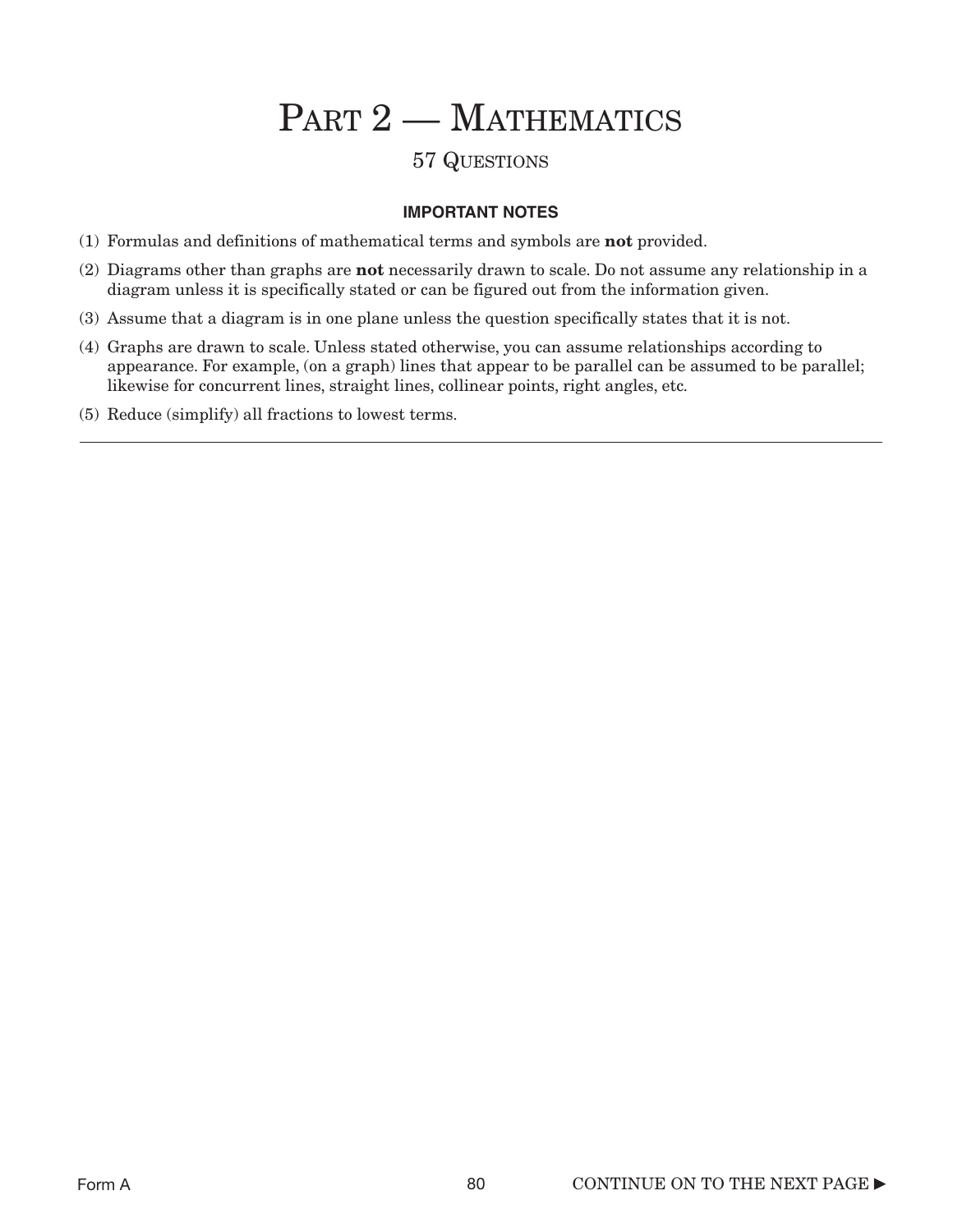# PART 2 — MATHEMATICS

## 57 QUESTIONS

**IMPORTANT NOTES**

(1) Formulas and definitions of mathematical terms and symbols are **not** provided.

(2) Diagrams other than graphs are **not** necessarily drawn to scale. Do not assume any relationship in a diagram unless it is specifically stated or can be figured out from the information given.

(3) Assume that a diagram is in one plane unless the question specifically states that it is not.

(4) Graphs are drawn to scale. Unless stated otherwise, you can assume relationships according to appearance. For example, (on a graph) lines that appear to be parallel can be assumed to be parallel; likewise for concurrent lines, straight lines, collinear points, right angles, etc.

(5) Reduce (simplify) all fractions to lowest terms.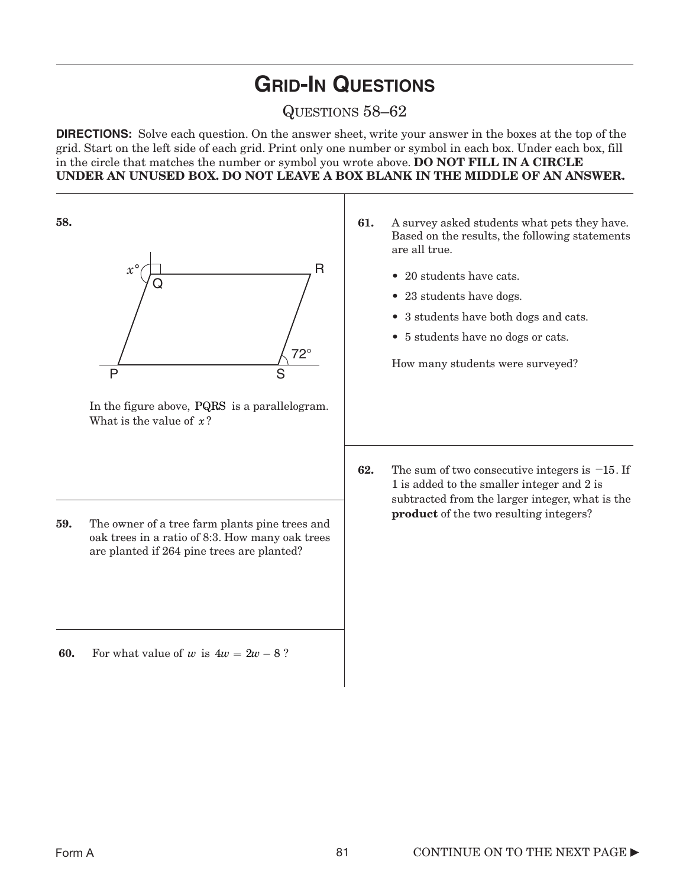# GRID-IN QUESTIONS

QUESTIONS 58–62

**DIRECTIONS:** Solve each question. On the answer sheet, write your answer in the boxes at the top of the grid. Start on the left side of each grid. Print only one number or symbol in each box. Under each box, fill in the circle that matches the number or symbol you wrote above. **DO NOT FILL IN A CIRCLE UNDER AN UNUSED BOX. DO NOT LEAVE A BOX BLANK IN THE MIDDLE OF AN ANSWER.**

**58.**

In the figure above, PQRS is a parallelogram. What is the value of $x$?

**59.** The owner of a tree farm plants pine trees and oak trees in a ratio of 8:3. How many oak trees are planted if 264 pine trees are planted?

**60.** For what value of $w$ is $4w = 2w - 8$?

**61.** A survey asked students what pets they have. Based on the results, the following statements are all true.

- 20 students have cats.
- 23 students have dogs.
- 3 students have both dogs and cats.
- 5 students have no dogs or cats.

How many students were surveyed?

**62.** The sum of two consecutive integers is $-15$. If 1 is added to the smaller integer and 2 is subtracted from the larger integer, what is the **product** of the two resulting integers?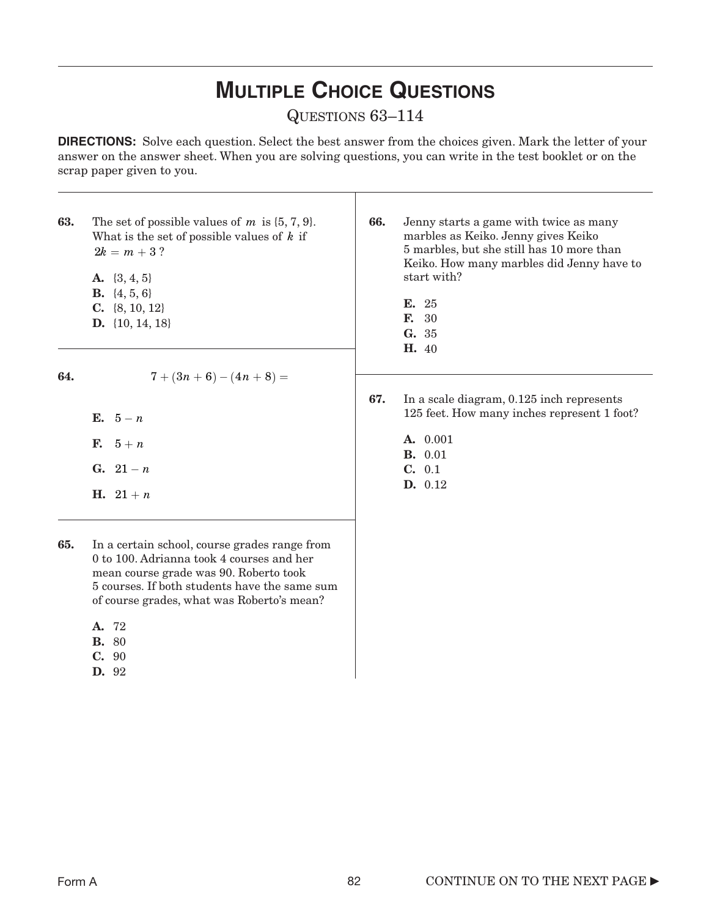# MULTIPLE CHOICE QUESTIONS

QUESTIONS 63–114

**DIRECTIONS:** Solve each question. Select the best answer from the choices given. Mark the letter of your answer on the answer sheet. When you are solving questions, you can write in the test booklet or on the scrap paper given to you.

---

**63.** The set of possible values of $m$ is {5, 7, 9}. What is the set of possible values of $k$ if $2k = m + 3$?

**A.** {3, 4, 5}
**B.** {4, 5, 6}
**C.** {8, 10, 12}
**D.** {10, 14, 18}

---

**64.** $7 + (3n + 6) - (4n + 8) =$

**E.** $5 - n$

**F.** $5 + n$

**G.** $21 - n$

**H.** $21 + n$

---

**65.** In a certain school, course grades range from 0 to 100. Adrianna took 4 courses and her mean course grade was 90. Roberto took 5 courses. If both students have the same sum of course grades, what was Roberto's mean?

**A.** 72
**B.** 80
**C.** 90
**D.** 92

---

**66.** Jenny starts a game with twice as many marbles as Keiko. Jenny gives Keiko 5 marbles, but she still has 10 more than Keiko. How many marbles did Jenny have to start with?

**E.** 25
**F.** 30
**G.** 35
**H.** 40

---

**67.** In a scale diagram, 0.125 inch represents 125 feet. How many inches represent 1 foot?

**A.** 0.001
**B.** 0.01
**C.** 0.1
**D.** 0.12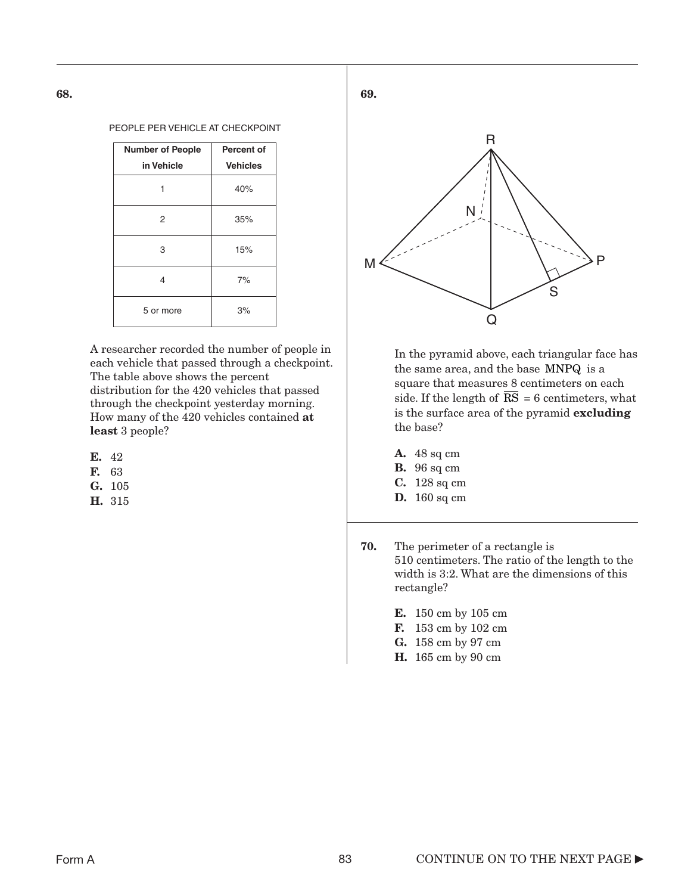**68.**

PEOPLE PER VEHICLE AT CHECKPOINT

| Number of People in Vehicle | Percent of Vehicles |
|---|---|
| 1 | 40% |
| 2 | 35% |
| 3 | 15% |
| 4 | 7% |
| 5 or more | 3% |

A researcher recorded the number of people in each vehicle that passed through a checkpoint. The table above shows the percent distribution for the 420 vehicles that passed through the checkpoint yesterday morning. How many of the 420 vehicles contained **at least** 3 people?

**E.** 42
**F.** 63
**G.** 105
**H.** 315

**69.**

In the pyramid above, each triangular face has the same area, and the base MNPQ is a square that measures 8 centimeters on each side. If the length of $\overline{RS} = 6$ centimeters, what is the surface area of the pyramid **excluding** the base?

**A.** 48 sq cm
**B.** 96 sq cm
**C.** 128 sq cm
**D.** 160 sq cm

**70.** The perimeter of a rectangle is 510 centimeters. The ratio of the length to the width is 3:2. What are the dimensions of this rectangle?

**E.** 150 cm by 105 cm
**F.** 153 cm by 102 cm
**G.** 158 cm by 97 cm
**H.** 165 cm by 90 cm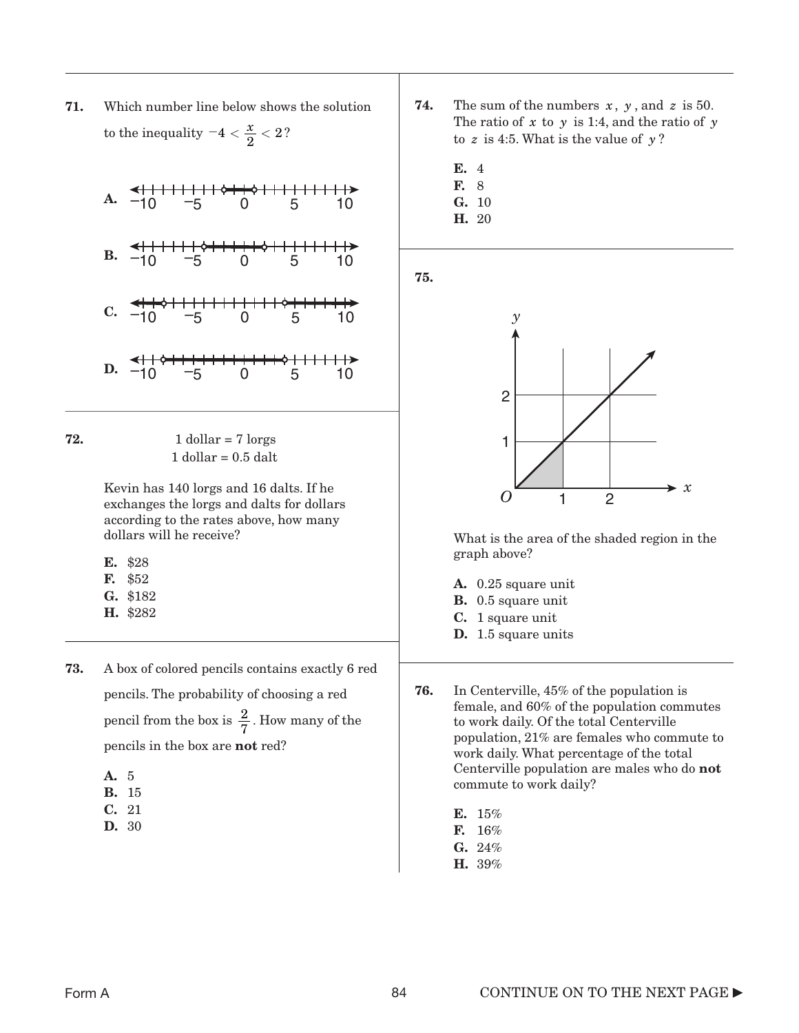**71.** Which number line below shows the solution to the inequality $-4 < \frac{x}{2} < 2$?

**A.** (number line from −10 to 10)

**B.** (number line from −10 to 10)

**C.** (number line from −10 to 10)

**D.** (number line from −10 to 10)

**72.**

1 dollar = 7 lorgs
1 dollar = 0.5 dalt

Kevin has 140 lorgs and 16 dalts. If he exchanges the lorgs and dalts for dollars according to the rates above, how many dollars will he receive?

**E.** \$28
**F.** \$52
**G.** \$182
**H.** \$282

**73.** A box of colored pencils contains exactly 6 red pencils. The probability of choosing a red pencil from the box is $\frac{2}{7}$. How many of the pencils in the box are **not** red?

**A.** 5
**B.** 15
**C.** 21
**D.** 30

**74.** The sum of the numbers $x$, $y$, and $z$ is 50. The ratio of $x$ to $y$ is 1:4, and the ratio of $y$ to $z$ is 4:5. What is the value of $y$?

**E.** 4
**F.** 8
**G.** 10
**H.** 20

**75.**

What is the area of the shaded region in the graph above?

**A.** 0.25 square unit
**B.** 0.5 square unit
**C.** 1 square unit
**D.** 1.5 square units

**76.** In Centerville, 45% of the population is female, and 60% of the population commutes to work daily. Of the total Centerville population, 21% are females who commute to work daily. What percentage of the total Centerville population are males who do **not** commute to work daily?

**E.** 15%
**F.** 16%
**G.** 24%
**H.** 39%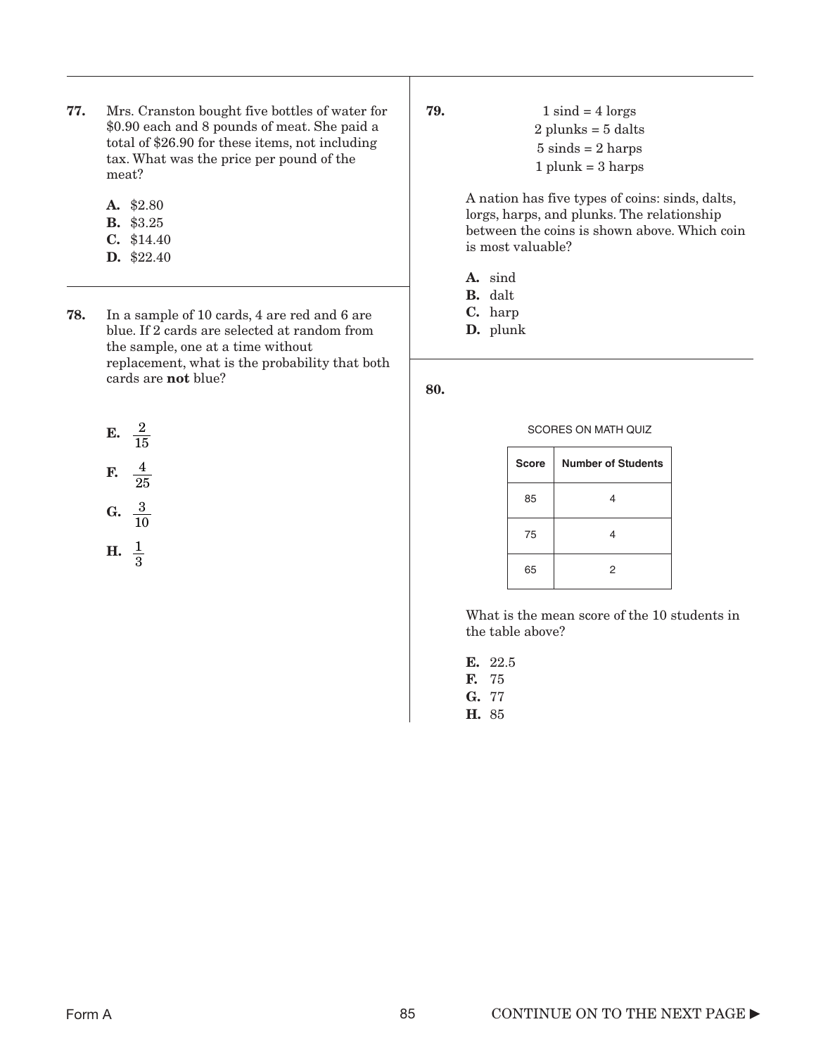**77.** Mrs. Cranston bought five bottles of water for \$0.90 each and 8 pounds of meat. She paid a total of \$26.90 for these items, not including tax. What was the price per pound of the meat?

**A.** \$2.80
**B.** \$3.25
**C.** \$14.40
**D.** \$22.40

**78.** In a sample of 10 cards, 4 are red and 6 are blue. If 2 cards are selected at random from the sample, one at a time without replacement, what is the probability that both cards are **not** blue?

**E.** $\frac{2}{15}$

**F.** $\frac{4}{25}$

**G.** $\frac{3}{10}$

**H.** $\frac{1}{3}$

**79.**

1 sind = 4 lorgs
2 plunks = 5 dalts
5 sinds = 2 harps
1 plunk = 3 harps

A nation has five types of coins: sinds, dalts, lorgs, harps, and plunks. The relationship between the coins is shown above. Which coin is most valuable?

**A.** sind
**B.** dalt
**C.** harp
**D.** plunk

**80.**

SCORES ON MATH QUIZ

| Score | Number of Students |
|---|---|
| 85 | 4 |
| 75 | 4 |
| 65 | 2 |

What is the mean score of the 10 students in the table above?

**E.** 22.5
**F.** 75
**G.** 77
**H.** 85

CONTINUE ON TO THE NEXT PAGE ►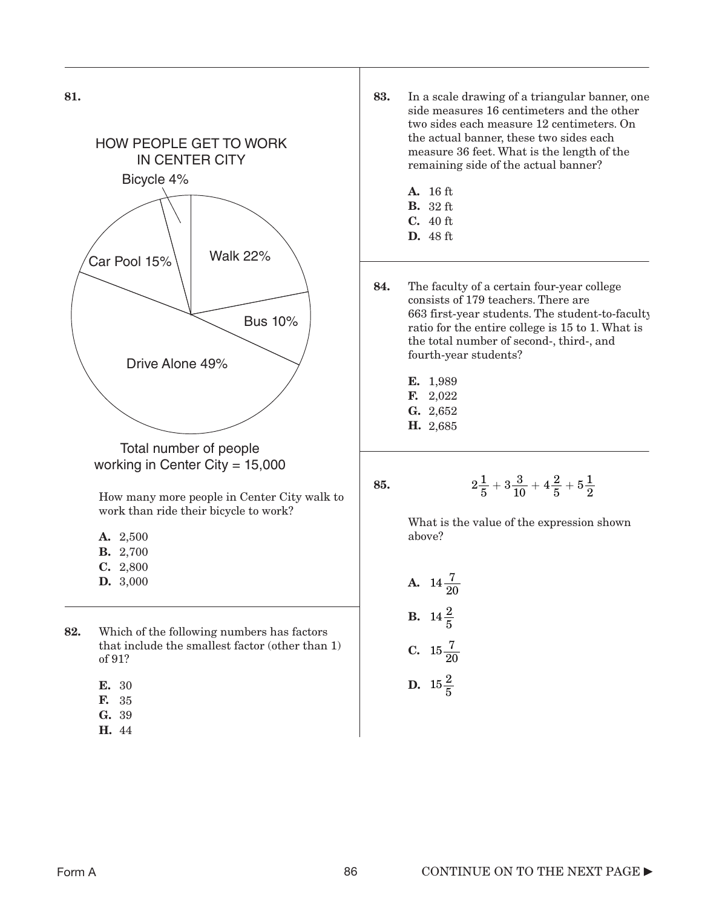**81.**

HOW PEOPLE GET TO WORK IN CENTER CITY

Bicycle 4%

Walk 22%

Car Pool 15%

Bus 10%

Drive Alone 49%

Total number of people working in Center City = 15,000

How many more people in Center City walk to work than ride their bicycle to work?

**A.** 2,500
**B.** 2,700
**C.** 2,800
**D.** 3,000

---

**82.** Which of the following numbers has factors that include the smallest factor (other than 1) of 91?

**E.** 30
**F.** 35
**G.** 39
**H.** 44

---

**83.** In a scale drawing of a triangular banner, one side measures 16 centimeters and the other two sides each measure 12 centimeters. On the actual banner, these two sides each measure 36 feet. What is the length of the remaining side of the actual banner?

**A.** 16 ft
**B.** 32 ft
**C.** 40 ft
**D.** 48 ft

---

**84.** The faculty of a certain four-year college consists of 179 teachers. There are 663 first-year students. The student-to-faculty ratio for the entire college is 15 to 1. What is the total number of second-, third-, and fourth-year students?

**E.** 1,989
**F.** 2,022
**G.** 2,652
**H.** 2,685

---

**85.**

$$2\frac{1}{5} + 3\frac{3}{10} + 4\frac{2}{5} + 5\frac{1}{2}$$

What is the value of the expression shown above?

**A.** $14\frac{7}{20}$

**B.** $14\frac{2}{5}$

**C.** $15\frac{7}{20}$

**D.** $15\frac{2}{5}$

CONTINUE ON TO THE NEXT PAGE ►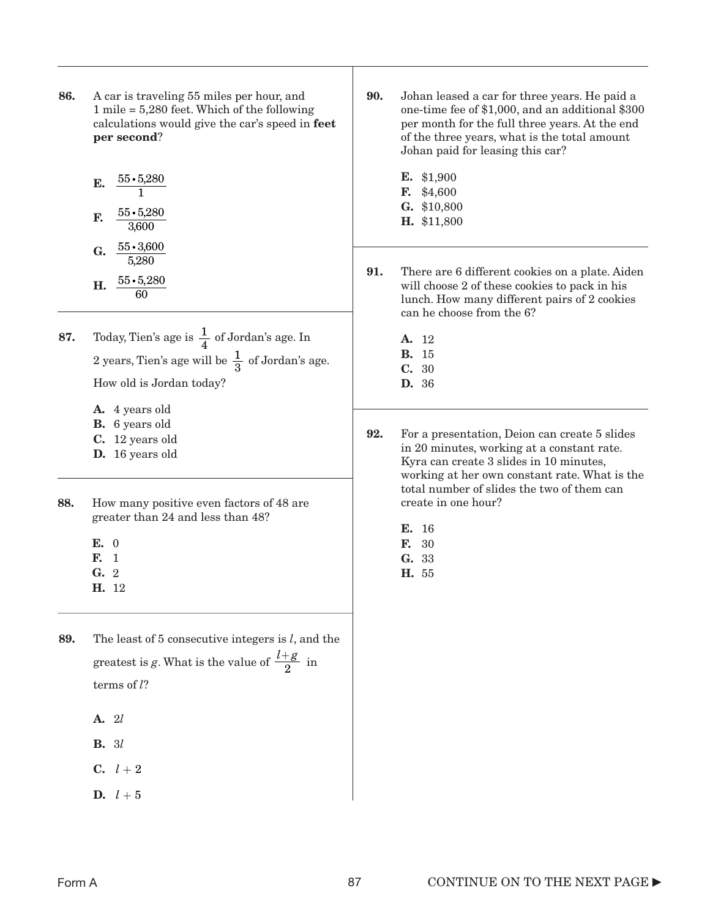**86.** A car is traveling 55 miles per hour, and 1 mile = 5,280 feet. Which of the following calculations would give the car's speed in **feet per second**?

**E.** $\frac{55 \cdot 5{,}280}{1}$

**F.** $\frac{55 \cdot 5{,}280}{3{,}600}$

**G.** $\frac{55 \cdot 3{,}600}{5{,}280}$

**H.** $\frac{55 \cdot 5{,}280}{60}$

---

**87.** Today, Tien's age is $\frac{1}{4}$ of Jordan's age. In 2 years, Tien's age will be $\frac{1}{3}$ of Jordan's age. How old is Jordan today?

**A.** 4 years old
**B.** 6 years old
**C.** 12 years old
**D.** 16 years old

---

**88.** How many positive even factors of 48 are greater than 24 and less than 48?

**E.** 0
**F.** 1
**G.** 2
**H.** 12

---

**89.** The least of 5 consecutive integers is $l$, and the greatest is $g$. What is the value of $\frac{l+g}{2}$ in terms of $l$?

**A.** $2l$

**B.** $3l$

**C.** $l + 2$

**D.** $l + 5$

---

**90.** Johan leased a car for three years. He paid a one-time fee of $1,000, and an additional $300 per month for the full three years. At the end of the three years, what is the total amount Johan paid for leasing this car?

**E.** $1,900
**F.** $4,600
**G.** $10,800
**H.** $11,800

---

**91.** There are 6 different cookies on a plate. Aiden will choose 2 of these cookies to pack in his lunch. How many different pairs of 2 cookies can he choose from the 6?

**A.** 12
**B.** 15
**C.** 30
**D.** 36

---

**92.** For a presentation, Deion can create 5 slides in 20 minutes, working at a constant rate. Kyra can create 3 slides in 10 minutes, working at her own constant rate. What is the total number of slides the two of them can create in one hour?

**E.** 16
**F.** 30
**G.** 33
**H.** 55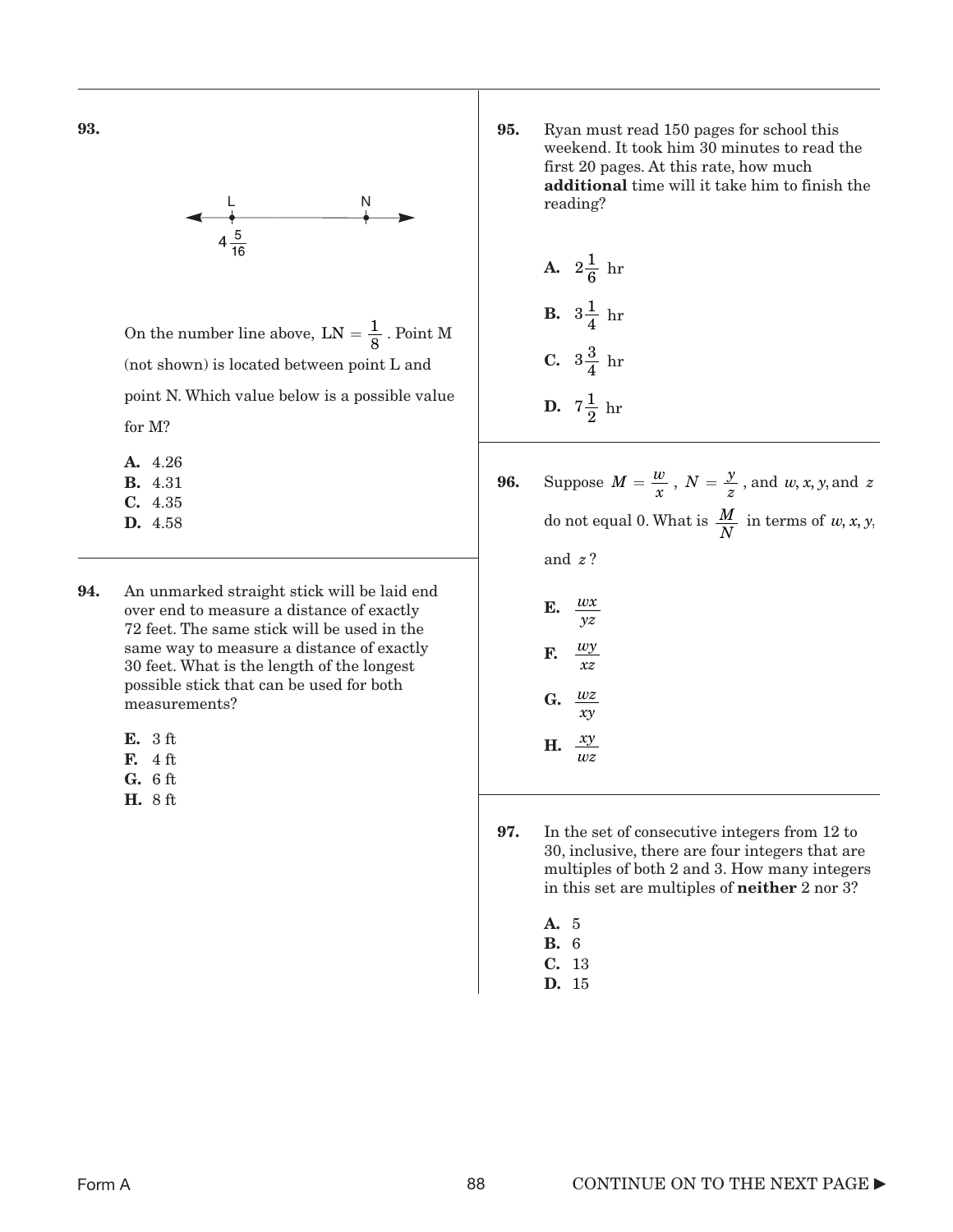**93.**

L ————— N

$4\frac{5}{16}$

On the number line above, $\text{LN} = \frac{1}{8}$. Point M (not shown) is located between point L and point N. Which value below is a possible value for M?

**A.** 4.26
**B.** 4.31
**C.** 4.35
**D.** 4.58

**94.** An unmarked straight stick will be laid end over end to measure a distance of exactly 72 feet. The same stick will be used in the same way to measure a distance of exactly 30 feet. What is the length of the longest possible stick that can be used for both measurements?

**E.** 3 ft
**F.** 4 ft
**G.** 6 ft
**H.** 8 ft

**95.** Ryan must read 150 pages for school this weekend. It took him 30 minutes to read the first 20 pages. At this rate, how much **additional** time will it take him to finish the reading?

**A.** $2\frac{1}{6}$ hr
**B.** $3\frac{1}{4}$ hr
**C.** $3\frac{3}{4}$ hr
**D.** $7\frac{1}{2}$ hr

**96.** Suppose $M = \frac{w}{x}$, $N = \frac{y}{z}$, and $w, x, y,$ and $z$ do not equal 0. What is $\frac{M}{N}$ in terms of $w, x, y,$ and $z$?

**E.** $\frac{wx}{yz}$
**F.** $\frac{wy}{xz}$
**G.** $\frac{wz}{xy}$
**H.** $\frac{xy}{wz}$

**97.** In the set of consecutive integers from 12 to 30, inclusive, there are four integers that are multiples of both 2 and 3. How many integers in this set are multiples of **neither** 2 nor 3?

**A.** 5
**B.** 6
**C.** 13
**D.** 15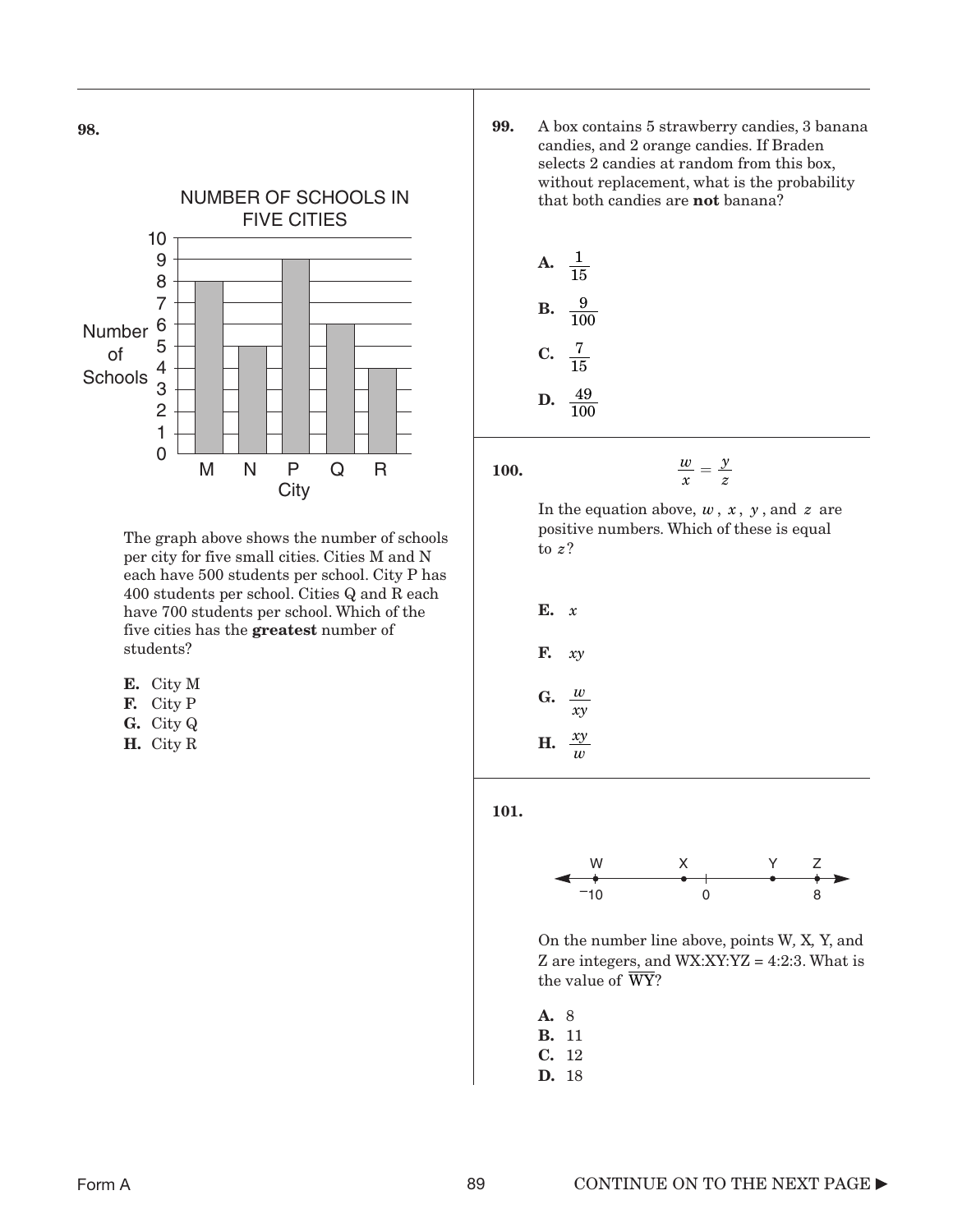**98.**

NUMBER OF SCHOOLS IN FIVE CITIES

| City | Number of Schools |
|---|---|
| M | 8 |
| N | 5 |
| P | 9 |
| Q | 6 |
| R | 4 |

The graph above shows the number of schools per city for five small cities. Cities M and N each have 500 students per school. City P has 400 students per school. Cities Q and R each have 700 students per school. Which of the five cities has the **greatest** number of students?

**E.** City M
**F.** City P
**G.** City Q
**H.** City R

**99.** A box contains 5 strawberry candies, 3 banana candies, and 2 orange candies. If Braden selects 2 candies at random from this box, without replacement, what is the probability that both candies are **not** banana?

**A.** $\frac{1}{15}$

**B.** $\frac{9}{100}$

**C.** $\frac{7}{15}$

**D.** $\frac{49}{100}$

**100.**

$$\frac{w}{x} = \frac{y}{z}$$

In the equation above, $w$, $x$, $y$, and $z$ are positive numbers. Which of these is equal to $z$?

**E.** $x$

**F.** $xy$

**G.** $\frac{w}{xy}$

**H.** $\frac{xy}{w}$

**101.**

(Number line with points W at −10, X, 0, Y, Z at 8)

On the number line above, points W, X, Y, and Z are integers, and WX:XY:YZ = 4:2:3. What is the value of $\overline{WY}$?

**A.** 8
**B.** 11
**C.** 12
**D.** 18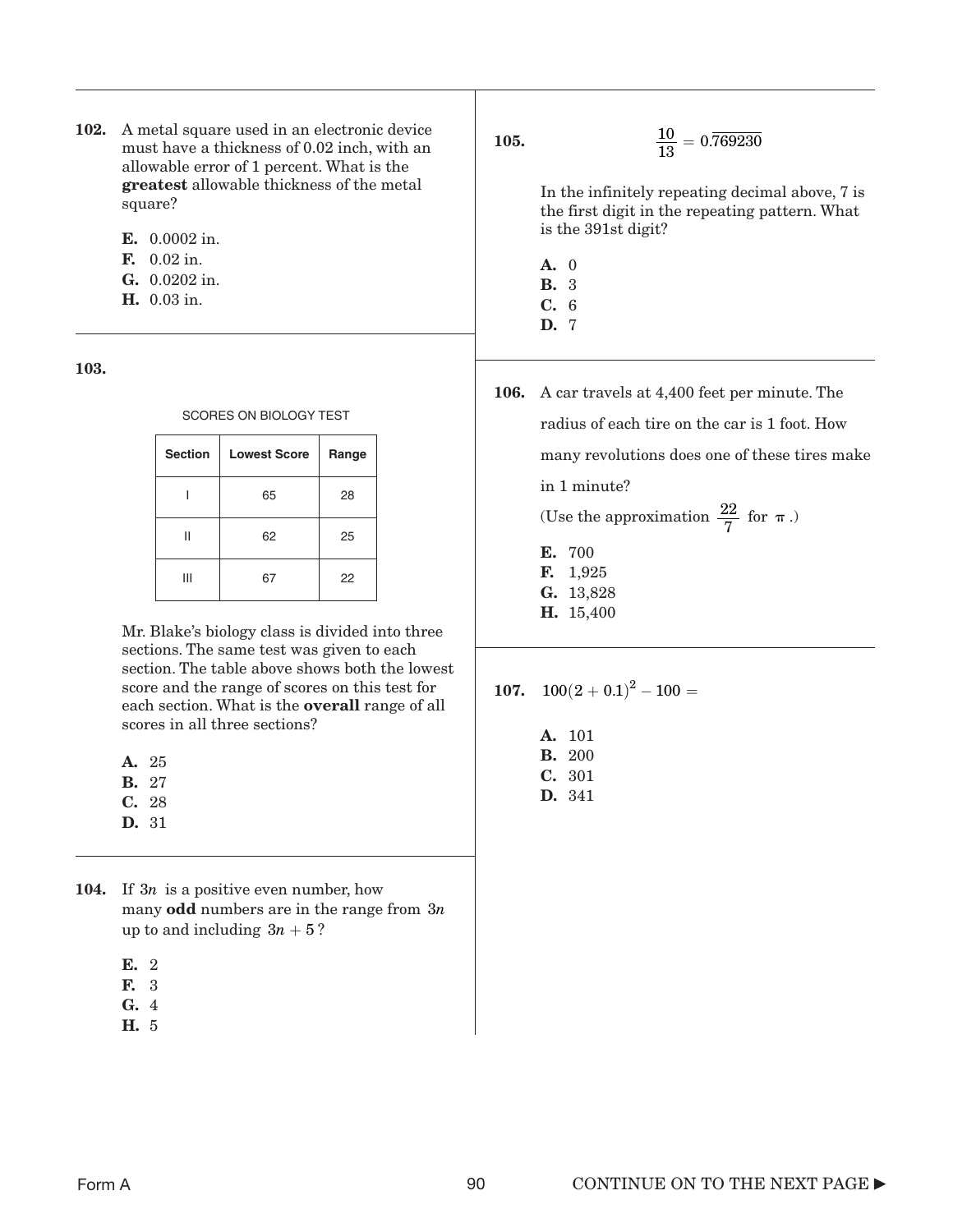**102.** A metal square used in an electronic device must have a thickness of 0.02 inch, with an allowable error of 1 percent. What is the **greatest** allowable thickness of the metal square?

**E.** 0.0002 in.
**F.** 0.02 in.
**G.** 0.0202 in.
**H.** 0.03 in.

**103.**

SCORES ON BIOLOGY TEST

| Section | Lowest Score | Range |
|---|---|---|
| I | 65 | 28 |
| II | 62 | 25 |
| III | 67 | 22 |

Mr. Blake's biology class is divided into three sections. The same test was given to each section. The table above shows both the lowest score and the range of scores on this test for each section. What is the **overall** range of all scores in all three sections?

**A.** 25
**B.** 27
**C.** 28
**D.** 31

**104.** If $3n$ is a positive even number, how many **odd** numbers are in the range from $3n$ up to and including $3n + 5$?

**E.** 2
**F.** 3
**G.** 4
**H.** 5

**105.**

$$\frac{10}{13} = 0.\overline{769230}$$

In the infinitely repeating decimal above, 7 is the first digit in the repeating pattern. What is the 391st digit?

**A.** 0
**B.** 3
**C.** 6
**D.** 7

**106.** A car travels at 4,400 feet per minute. The radius of each tire on the car is 1 foot. How many revolutions does one of these tires make in 1 minute?

(Use the approximation $\frac{22}{7}$ for $\pi$.)

**E.** 700
**F.** 1,925
**G.** 13,828
**H.** 15,400

**107.** $100(2 + 0.1)^2 - 100 =$

**A.** 101
**B.** 200
**C.** 301
**D.** 341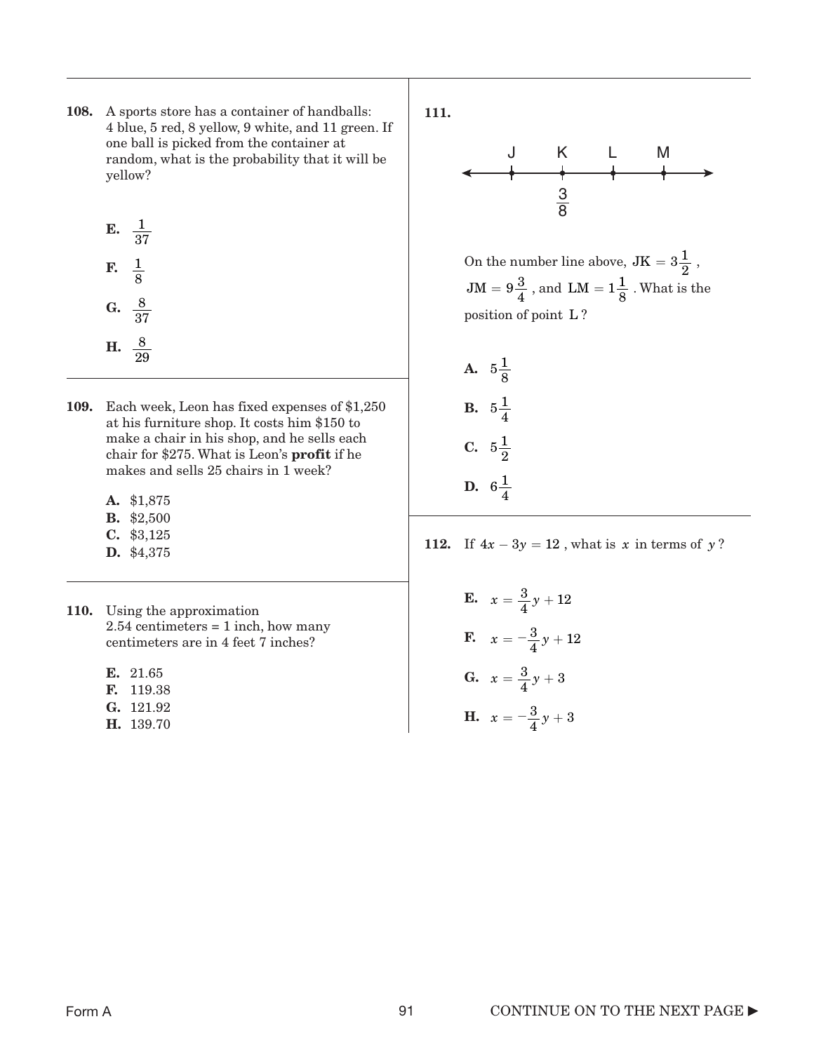**108.** A sports store has a container of handballs: 4 blue, 5 red, 8 yellow, 9 white, and 11 green. If one ball is picked from the container at random, what is the probability that it will be yellow?

**E.** $\frac{1}{37}$

**F.** $\frac{1}{8}$

**G.** $\frac{8}{37}$

**H.** $\frac{8}{29}$

**109.** Each week, Leon has fixed expenses of $1,250 at his furniture shop. It costs him $150 to make a chair in his shop, and he sells each chair for $275. What is Leon's **profit** if he makes and sells 25 chairs in 1 week?

**A.** $1,875
**B.** $2,500
**C.** $3,125
**D.** $4,375

**110.** Using the approximation 2.54 centimeters = 1 inch, how many centimeters are in 4 feet 7 inches?

**E.** 21.65
**F.** 119.38
**G.** 121.92
**H.** 139.70

**111.**

J K L M (number line, with K at $\frac{3}{8}$)

On the number line above, $JK = 3\frac{1}{2}$, $JM = 9\frac{3}{4}$, and $LM = 1\frac{1}{8}$. What is the position of point L?

**A.** $5\frac{1}{8}$

**B.** $5\frac{1}{4}$

**C.** $5\frac{1}{2}$

**D.** $6\frac{1}{4}$

**112.** If $4x - 3y = 12$, what is $x$ in terms of $y$?

**E.** $x = \frac{3}{4}y + 12$

**F.** $x = -\frac{3}{4}y + 12$

**G.** $x = \frac{3}{4}y + 3$

**H.** $x = -\frac{3}{4}y + 3$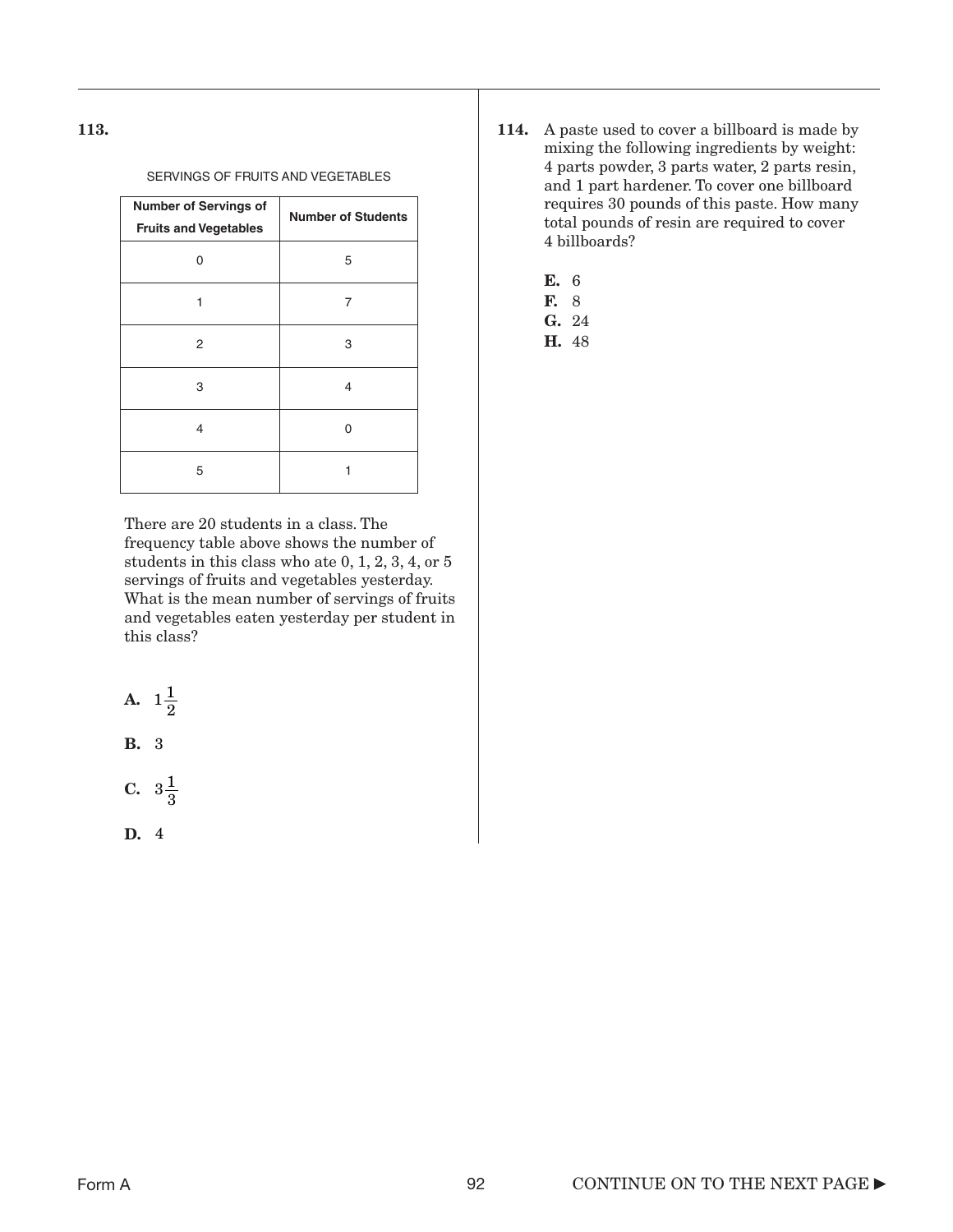**113.**

SERVINGS OF FRUITS AND VEGETABLES

| Number of Servings of Fruits and Vegetables | Number of Students |
|---|---|
| 0 | 5 |
| 1 | 7 |
| 2 | 3 |
| 3 | 4 |
| 4 | 0 |
| 5 | 1 |

There are 20 students in a class. The frequency table above shows the number of students in this class who ate 0, 1, 2, 3, 4, or 5 servings of fruits and vegetables yesterday. What is the mean number of servings of fruits and vegetables eaten yesterday per student in this class?

**A.** $1\frac{1}{2}$

**B.** 3

**C.** $3\frac{1}{3}$

**D.** 4

**114.** A paste used to cover a billboard is made by mixing the following ingredients by weight: 4 parts powder, 3 parts water, 2 parts resin, and 1 part hardener. To cover one billboard requires 30 pounds of this paste. How many total pounds of resin are required to cover 4 billboards?

**E.** 6
**F.** 8
**G.** 24
**H.** 48